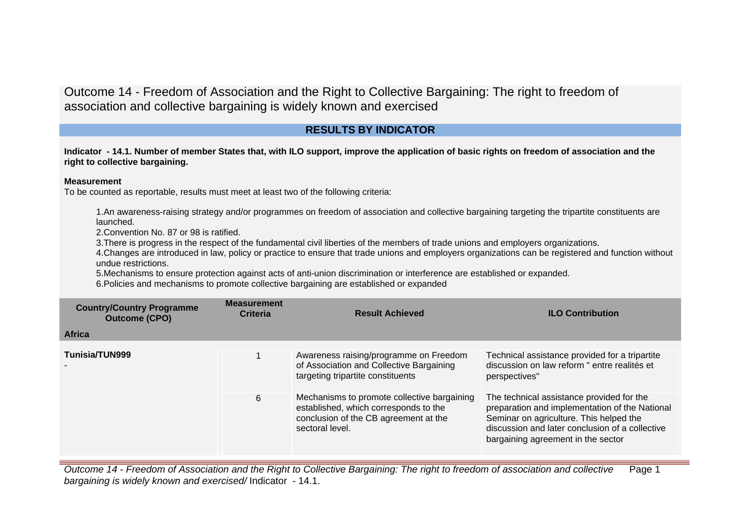# Outcome 14 - Freedom of Association and the Right to Collective Bargaining: The right to freedom of association and collective bargaining is widely known and exercised

## RESULTS BY INDICATOR

**Indicator - 14.1. Number of member States that, with ILO support, improve the application of basic rights on freedom of association and the right to collective bargaining.**

**Measurement**

To be counted as reportable, results must meet at least two of the following criteria:

1. An awareness-raising strategy and/or programmes on freedom of association and collective bargaining targeting the tripartite constituents are launched.
2. Convention No. 87 or 98 is ratified.
3. There is progress in the respect of the fundamental civil liberties of the members of trade unions and employers organizations.
4. Changes are introduced in law, policy or practice to ensure that trade unions and employers organizations can be registered and function without undue restrictions.
5. Mechanisms to ensure protection against acts of anti-union discrimination or interference are established or expanded.
6. Policies and mechanisms to promote collective bargaining are established or expanded

| Country/Country Programme Outcome (CPO) | Measurement Criteria | Result Achieved | ILO Contribution |
|---|---|---|---|
| **Africa** | | | |
| **Tunisia/TUN999**<br>- | 1 | Awareness raising/programme on Freedom of Association and Collective Bargaining targeting tripartite constituents | Technical assistance provided for a tripartite discussion on law reform " entre realités et perspectives" |
| | 6 | Mechanisms to promote collective bargaining established, which corresponds to the conclusion of the CB agreement at the sectoral level. | The technical assistance provided for the preparation and implementation of the National Seminar on agriculture. This helped the discussion and later conclusion of a collective bargaining agreement in the sector |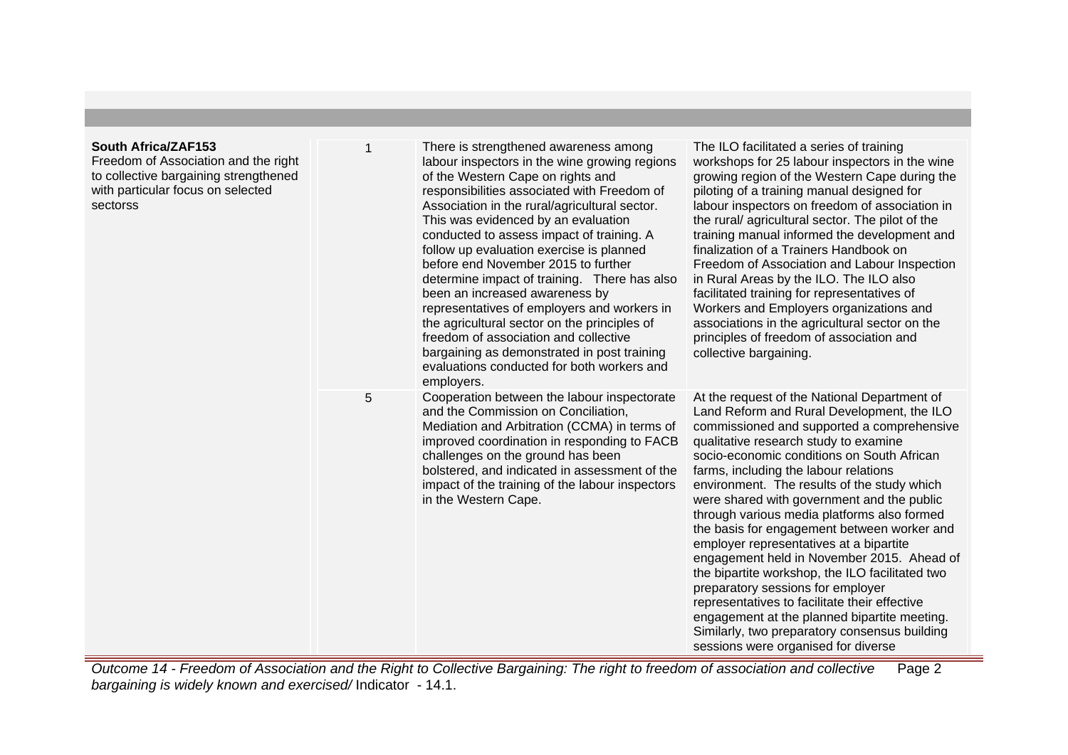| | | | |
|---|---|---|---|
| **South Africa/ZAF153**<br>Freedom of Association and the right to collective bargaining strengthened with particular focus on selected sectorss | 1 | There is strengthened awareness among labour inspectors in the wine growing regions of the Western Cape on rights and responsibilities associated with Freedom of Association in the rural/agricultural sector. This was evidenced by an evaluation conducted to assess impact of training. A follow up evaluation exercise is planned before end November 2015 to further determine impact of training. There has also been an increased awareness by representatives of employers and workers in the agricultural sector on the principles of freedom of association and collective bargaining as demonstrated in post training evaluations conducted for both workers and employers. | The ILO facilitated a series of training workshops for 25 labour inspectors in the wine growing region of the Western Cape during the piloting of a training manual designed for labour inspectors on freedom of association in the rural/ agricultural sector. The pilot of the training manual informed the development and finalization of a Trainers Handbook on Freedom of Association and Labour Inspection in Rural Areas by the ILO. The ILO also facilitated training for representatives of Workers and Employers organizations and associations in the agricultural sector on the principles of freedom of association and collective bargaining. |
| | 5 | Cooperation between the labour inspectorate and the Commission on Conciliation, Mediation and Arbitration (CCMA) in terms of improved coordination in responding to FACB challenges on the ground has been bolstered, and indicated in assessment of the impact of the training of the labour inspectors in the Western Cape. | At the request of the National Department of Land Reform and Rural Development, the ILO commissioned and supported a comprehensive qualitative research study to examine socio-economic conditions on South African farms, including the labour relations environment. The results of the study which were shared with government and the public through various media platforms also formed the basis for engagement between worker and employer representatives at a bipartite engagement held in November 2015. Ahead of the bipartite workshop, the ILO facilitated two preparatory sessions for employer representatives to facilitate their effective engagement at the planned bipartite meeting. Similarly, two preparatory consensus building sessions were organised for diverse |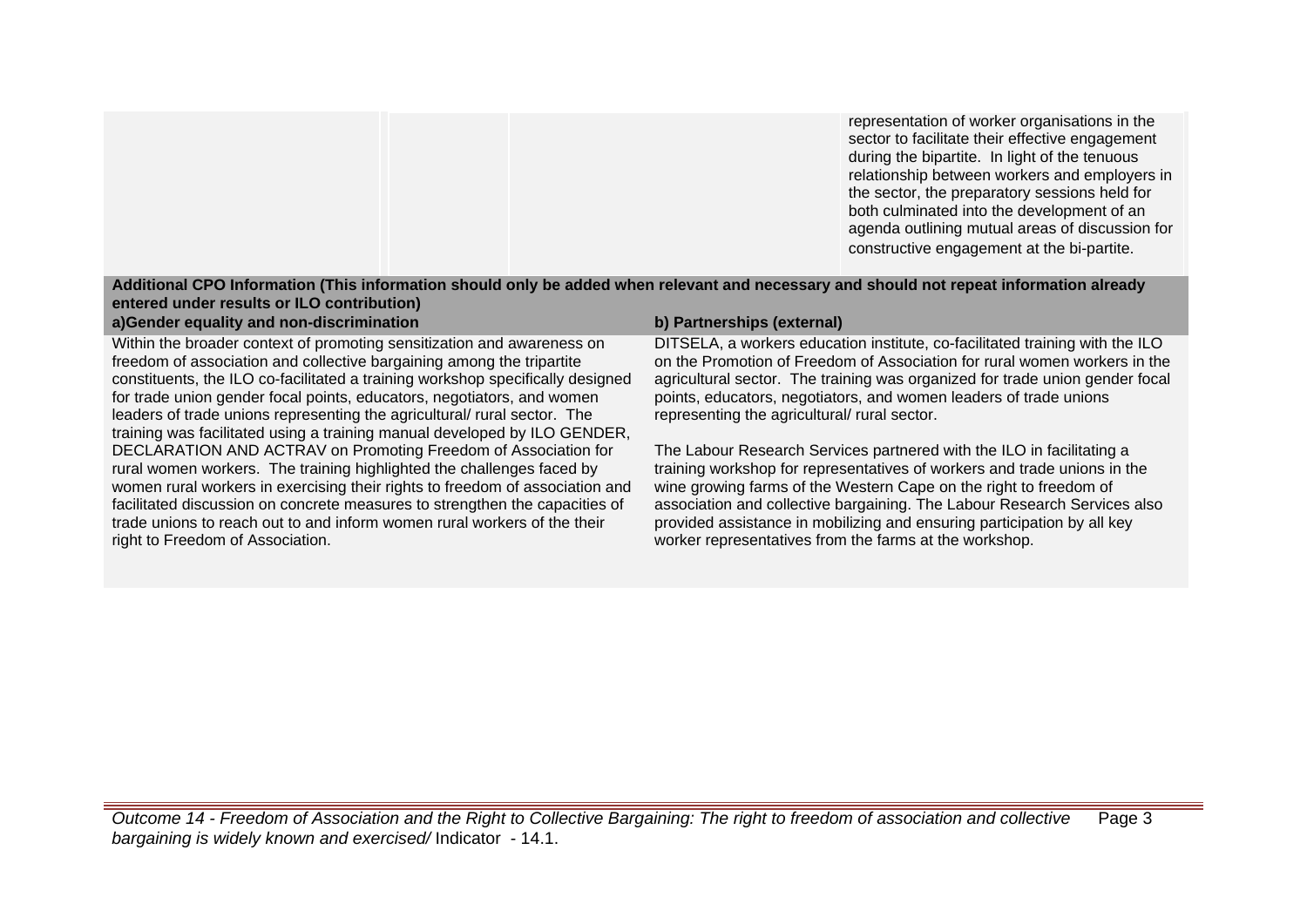| | | | |
|---|---|---|---|
| | | | representation of worker organisations in the sector to facilitate their effective engagement during the bipartite. In light of the tenuous relationship between workers and employers in the sector, the preparatory sessions held for both culminated into the development of an agenda outlining mutual areas of discussion for constructive engagement at the bi-partite. |

**Additional CPO Information (This information should only be added when relevant and necessary and should not repeat information already entered under results or ILO contribution)**

**a)Gender equality and non-discrimination**

Within the broader context of promoting sensitization and awareness on freedom of association and collective bargaining among the tripartite constituents, the ILO co-facilitated a training workshop specifically designed for trade union gender focal points, educators, negotiators, and women leaders of trade unions representing the agricultural/ rural sector. The training was facilitated using a training manual developed by ILO GENDER, DECLARATION AND ACTRAV on Promoting Freedom of Association for rural women workers. The training highlighted the challenges faced by women rural workers in exercising their rights to freedom of association and facilitated discussion on concrete measures to strengthen the capacities of trade unions to reach out to and inform women rural workers of the their right to Freedom of Association.

**b) Partnerships (external)**

DITSELA, a workers education institute, co-facilitated training with the ILO on the Promotion of Freedom of Association for rural women workers in the agricultural sector. The training was organized for trade union gender focal points, educators, negotiators, and women leaders of trade unions representing the agricultural/ rural sector.

The Labour Research Services partnered with the ILO in facilitating a training workshop for representatives of workers and trade unions in the wine growing farms of the Western Cape on the right to freedom of association and collective bargaining. The Labour Research Services also provided assistance in mobilizing and ensuring participation by all key worker representatives from the farms at the workshop.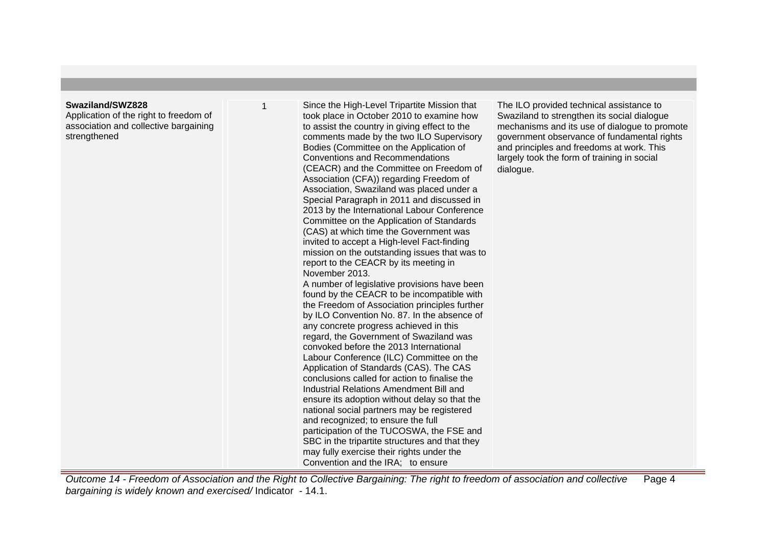| | | | |
|---|---|---|---|
| **Swaziland/SWZ828**<br>Application of the right to freedom of association and collective bargaining strengthened | 1 | Since the High-Level Tripartite Mission that took place in October 2010 to examine how to assist the country in giving effect to the comments made by the two ILO Supervisory Bodies (Committee on the Application of Conventions and Recommendations (CEACR) and the Committee on Freedom of Association (CFA)) regarding Freedom of Association, Swaziland was placed under a Special Paragraph in 2011 and discussed in 2013 by the International Labour Conference Committee on the Application of Standards (CAS) at which time the Government was invited to accept a High-level Fact-finding mission on the outstanding issues that was to report to the CEACR by its meeting in November 2013.<br>A number of legislative provisions have been found by the CEACR to be incompatible with the Freedom of Association principles further by ILO Convention No. 87. In the absence of any concrete progress achieved in this regard, the Government of Swaziland was convoked before the 2013 International Labour Conference (ILC) Committee on the Application of Standards (CAS). The CAS conclusions called for action to finalise the Industrial Relations Amendment Bill and ensure its adoption without delay so that the national social partners may be registered and recognized; to ensure the full participation of the TUCOSWA, the FSE and SBC in the tripartite structures and that they may fully exercise their rights under the Convention and the IRA; to ensure | The ILO provided technical assistance to Swaziland to strengthen its social dialogue mechanisms and its use of dialogue to promote government observance of fundamental rights and principles and freedoms at work. This largely took the form of training in social dialogue. |

*Outcome 14 - Freedom of Association and the Right to Collective Bargaining: The right to freedom of association and collective bargaining is widely known and exercised/* Indicator - 14.1.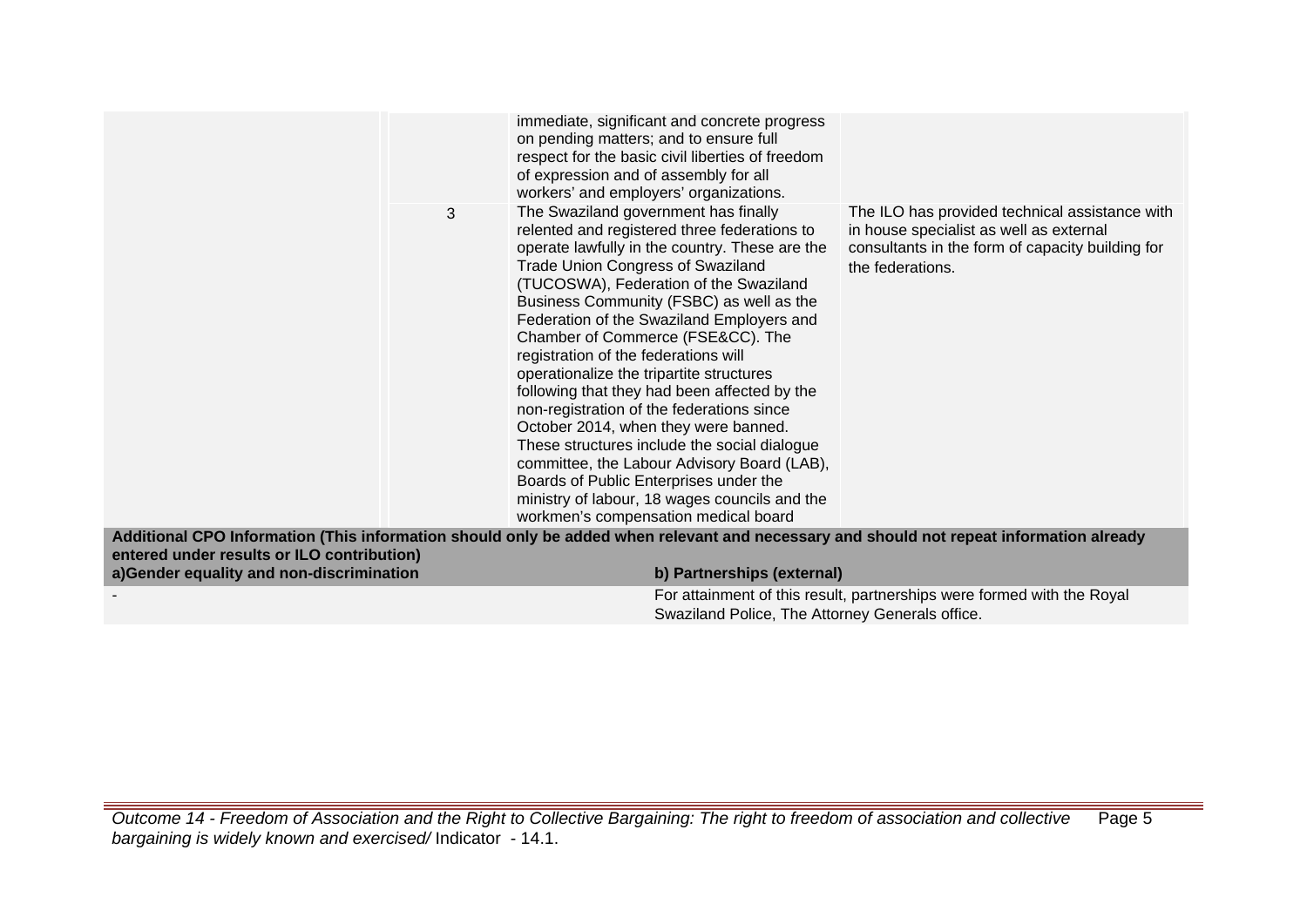|  |  |  |  |
|---|---|---|---|
|  |  | immediate, significant and concrete progress on pending matters; and to ensure full respect for the basic civil liberties of freedom of expression and of assembly for all workers' and employers' organizations. |  |
|  | 3 | The Swaziland government has finally relented and registered three federations to operate lawfully in the country. These are the Trade Union Congress of Swaziland (TUCOSWA), Federation of the Swaziland Business Community (FSBC) as well as the Federation of the Swaziland Employers and Chamber of Commerce (FSE&CC). The registration of the federations will operationalize the tripartite structures following that they had been affected by the non-registration of the federations since October 2014, when they were banned. These structures include the social dialogue committee, the Labour Advisory Board (LAB), Boards of Public Enterprises under the ministry of labour, 18 wages councils and the workmen's compensation medical board | The ILO has provided technical assistance with in house specialist as well as external consultants in the form of capacity building for the federations. |

**Additional CPO Information (This information should only be added when relevant and necessary and should not repeat information already entered under results or ILO contribution)**

| a)Gender equality and non-discrimination | b) Partnerships (external) |
|---|---|
| - | For attainment of this result, partnerships were formed with the Royal Swaziland Police, The Attorney Generals office. |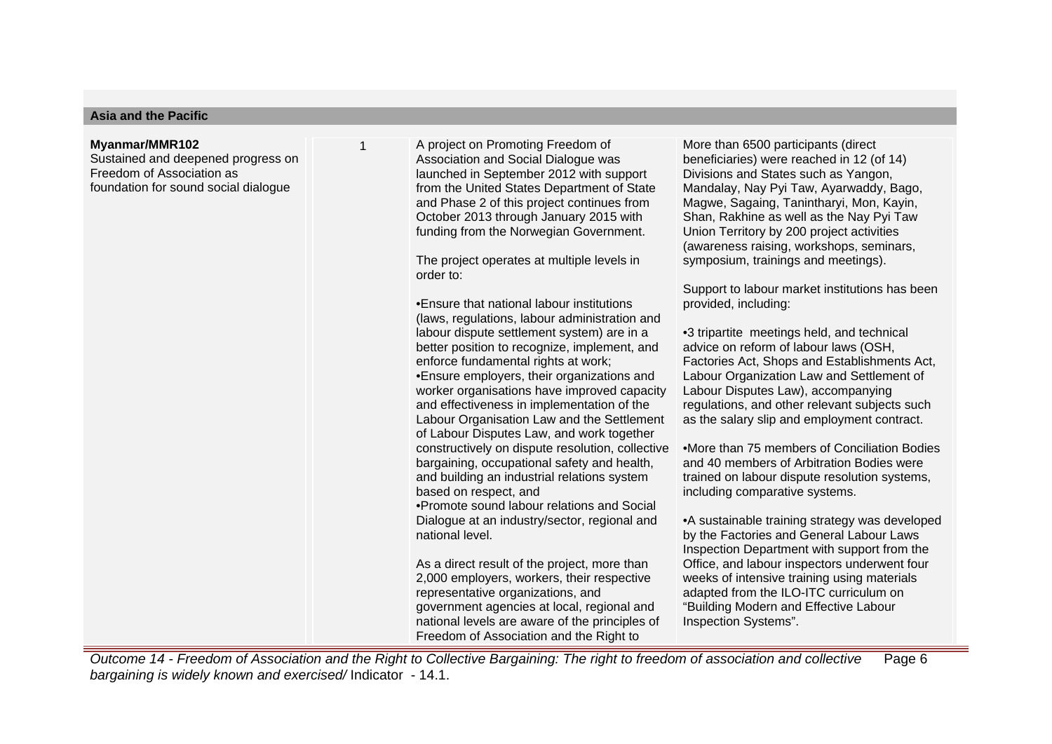| Asia and the Pacific | | | |
|---|---|---|---|
| **Myanmar/MMR102**<br>Sustained and deepened progress on Freedom of Association as foundation for sound social dialogue | 1 | A project on Promoting Freedom of Association and Social Dialogue was launched in September 2012 with support from the United States Department of State and Phase 2 of this project continues from October 2013 through January 2015 with funding from the Norwegian Government.<br><br>The project operates at multiple levels in order to:<br><br>•Ensure that national labour institutions (laws, regulations, labour administration and labour dispute settlement system) are in a better position to recognize, implement, and enforce fundamental rights at work;<br>•Ensure employers, their organizations and worker organisations have improved capacity and effectiveness in implementation of the Labour Organisation Law and the Settlement of Labour Disputes Law, and work together constructively on dispute resolution, collective bargaining, occupational safety and health, and building an industrial relations system based on respect, and<br>•Promote sound labour relations and Social Dialogue at an industry/sector, regional and national level.<br><br>As a direct result of the project, more than 2,000 employers, workers, their respective representative organizations, and government agencies at local, regional and national levels are aware of the principles of Freedom of Association and the Right to | More than 6500 participants (direct beneficiaries) were reached in 12 (of 14) Divisions and States such as Yangon, Mandalay, Nay Pyi Taw, Ayarwaddy, Bago, Magwe, Sagaing, Tanintharyi, Mon, Kayin, Shan, Rakhine as well as the Nay Pyi Taw Union Territory by 200 project activities (awareness raising, workshops, seminars, symposium, trainings and meetings).<br><br>Support to labour market institutions has been provided, including:<br><br>•3 tripartite meetings held, and technical advice on reform of labour laws (OSH, Factories Act, Shops and Establishments Act, Labour Organization Law and Settlement of Labour Disputes Law), accompanying regulations, and other relevant subjects such as the salary slip and employment contract.<br><br>•More than 75 members of Conciliation Bodies and 40 members of Arbitration Bodies were trained on labour dispute resolution systems, including comparative systems.<br><br>•A sustainable training strategy was developed by the Factories and General Labour Laws Inspection Department with support from the Office, and labour inspectors underwent four weeks of intensive training using materials adapted from the ILO-ITC curriculum on "Building Modern and Effective Labour Inspection Systems". |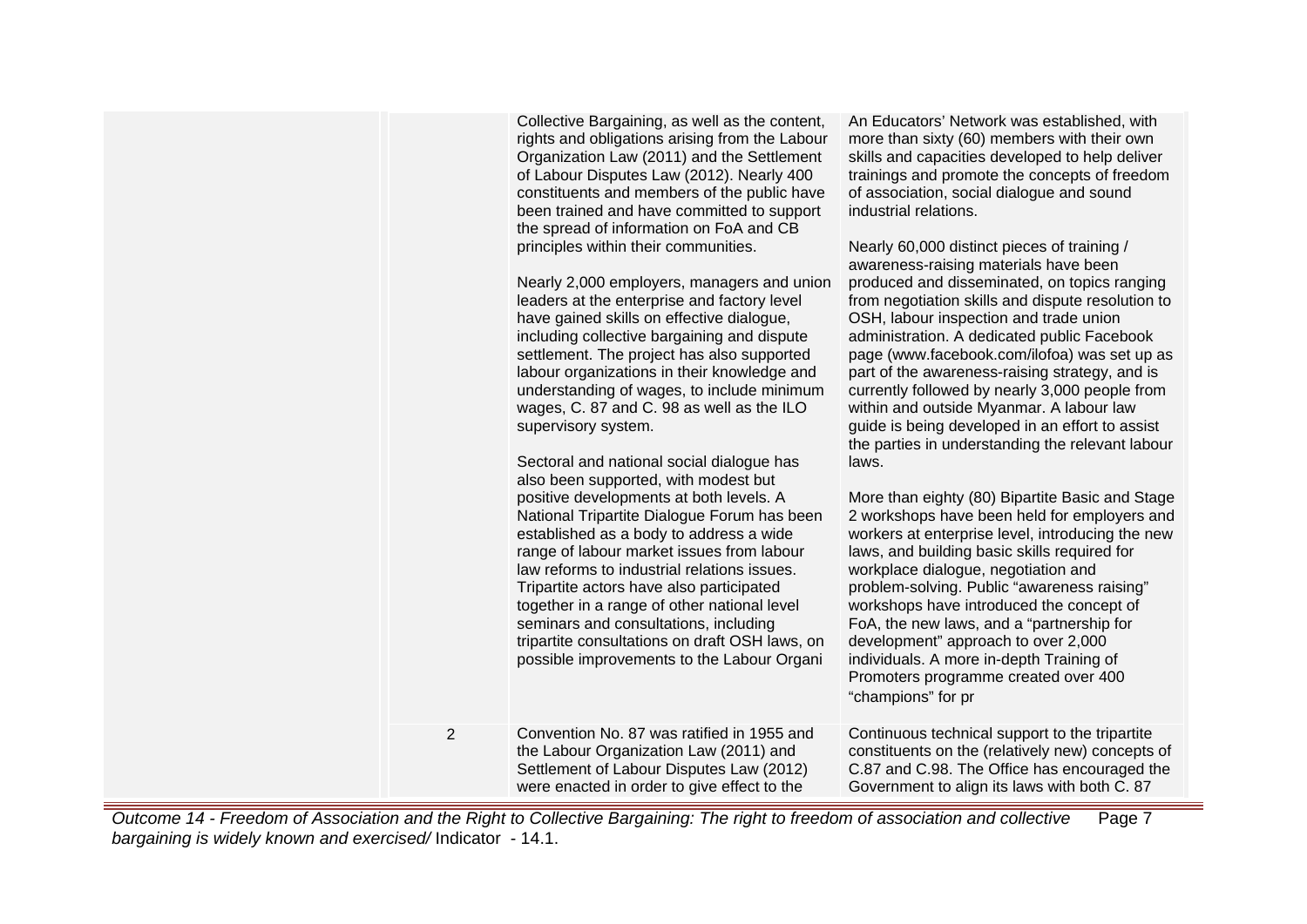| | | | |
|---|---|---|---|
| | | Collective Bargaining, as well as the content, rights and obligations arising from the Labour Organization Law (2011) and the Settlement of Labour Disputes Law (2012). Nearly 400 constituents and members of the public have been trained and have committed to support the spread of information on FoA and CB principles within their communities.<br><br>Nearly 2,000 employers, managers and union leaders at the enterprise and factory level have gained skills on effective dialogue, including collective bargaining and dispute settlement. The project has also supported labour organizations in their knowledge and understanding of wages, to include minimum wages, C. 87 and C. 98 as well as the ILO supervisory system.<br><br>Sectoral and national social dialogue has also been supported, with modest but positive developments at both levels. A National Tripartite Dialogue Forum has been established as a body to address a wide range of labour market issues from labour law reforms to industrial relations issues. Tripartite actors have also participated together in a range of other national level seminars and consultations, including tripartite consultations on draft OSH laws, on possible improvements to the Labour Organi | An Educators' Network was established, with more than sixty (60) members with their own skills and capacities developed to help deliver trainings and promote the concepts of freedom of association, social dialogue and sound industrial relations.<br><br>Nearly 60,000 distinct pieces of training / awareness-raising materials have been produced and disseminated, on topics ranging from negotiation skills and dispute resolution to OSH, labour inspection and trade union administration. A dedicated public Facebook page (www.facebook.com/ilofoa) was set up as part of the awareness-raising strategy, and is currently followed by nearly 3,000 people from within and outside Myanmar. A labour law guide is being developed in an effort to assist the parties in understanding the relevant labour laws.<br><br>More than eighty (80) Bipartite Basic and Stage 2 workshops have been held for employers and workers at enterprise level, introducing the new laws, and building basic skills required for workplace dialogue, negotiation and problem-solving. Public "awareness raising" workshops have introduced the concept of FoA, the new laws, and a "partnership for development" approach to over 2,000 individuals. A more in-depth Training of Promoters programme created over 400 "champions" for pr |
| | 2 | Convention No. 87 was ratified in 1955 and the Labour Organization Law (2011) and Settlement of Labour Disputes Law (2012) were enacted in order to give effect to the | Continuous technical support to the tripartite constituents on the (relatively new) concepts of C.87 and C.98. The Office has encouraged the Government to align its laws with both C. 87 |

*Outcome 14 - Freedom of Association and the Right to Collective Bargaining: The right to freedom of association and collective bargaining is widely known and exercised/* Indicator - 14.1.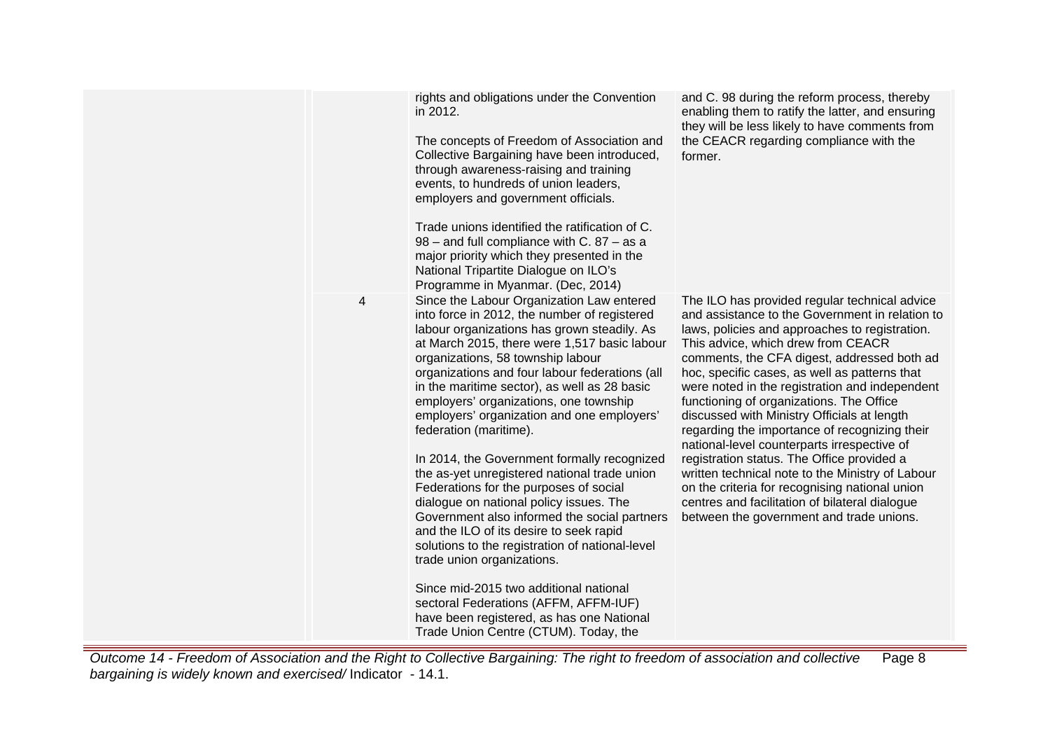| | | | |
|---|---|---|---|
| | | rights and obligations under the Convention in 2012.<br><br>The concepts of Freedom of Association and Collective Bargaining have been introduced, through awareness-raising and training events, to hundreds of union leaders, employers and government officials.<br><br>Trade unions identified the ratification of C. 98 – and full compliance with C. 87 – as a major priority which they presented in the National Tripartite Dialogue on ILO's Programme in Myanmar. (Dec, 2014) | and C. 98 during the reform process, thereby enabling them to ratify the latter, and ensuring they will be less likely to have comments from the CEACR regarding compliance with the former. |
| | 4 | Since the Labour Organization Law entered into force in 2012, the number of registered labour organizations has grown steadily. As at March 2015, there were 1,517 basic labour organizations, 58 township labour organizations and four labour federations (all in the maritime sector), as well as 28 basic employers' organizations, one township employers' organization and one employers' federation (maritime).<br><br>In 2014, the Government formally recognized the as-yet unregistered national trade union Federations for the purposes of social dialogue on national policy issues. The Government also informed the social partners and the ILO of its desire to seek rapid solutions to the registration of national-level trade union organizations.<br><br>Since mid-2015 two additional national sectoral Federations (AFFM, AFFM-IUF) have been registered, as has one National Trade Union Centre (CTUM). Today, the | The ILO has provided regular technical advice and assistance to the Government in relation to laws, policies and approaches to registration. This advice, which drew from CEACR comments, the CFA digest, addressed both ad hoc, specific cases, as well as patterns that were noted in the registration and independent functioning of organizations. The Office discussed with Ministry Officials at length regarding the importance of recognizing their national-level counterparts irrespective of registration status. The Office provided a written technical note to the Ministry of Labour on the criteria for recognising national union centres and facilitation of bilateral dialogue between the government and trade unions. |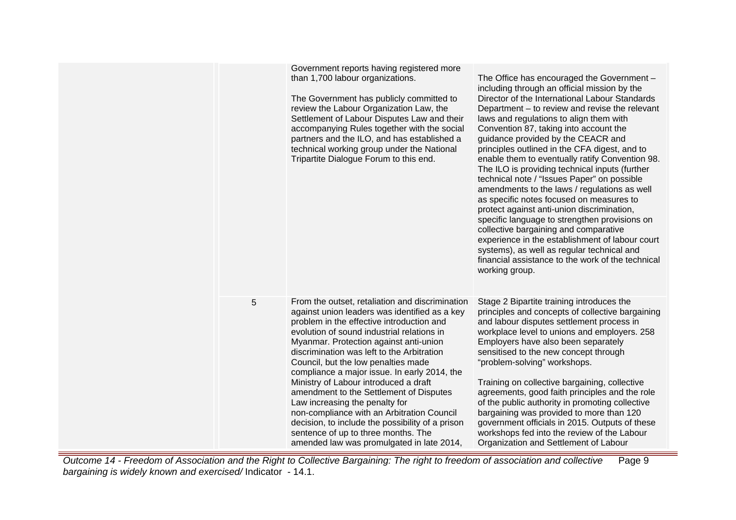|  |  |  |  |
|---|---|---|---|
|  |  | Government reports having registered more than 1,700 labour organizations.<br><br>The Government has publicly committed to review the Labour Organization Law, the Settlement of Labour Disputes Law and their accompanying Rules together with the social partners and the ILO, and has established a technical working group under the National Tripartite Dialogue Forum to this end. | The Office has encouraged the Government – including through an official mission by the Director of the International Labour Standards Department – to review and revise the relevant laws and regulations to align them with Convention 87, taking into account the guidance provided by the CEACR and principles outlined in the CFA digest, and to enable them to eventually ratify Convention 98. The ILO is providing technical inputs (further technical note / "Issues Paper" on possible amendments to the laws / regulations as well as specific notes focused on measures to protect against anti-union discrimination, specific language to strengthen provisions on collective bargaining and comparative experience in the establishment of labour court systems), as well as regular technical and financial assistance to the work of the technical working group. |
|  | 5 | From the outset, retaliation and discrimination against union leaders was identified as a key problem in the effective introduction and evolution of sound industrial relations in Myanmar. Protection against anti-union discrimination was left to the Arbitration Council, but the low penalties made compliance a major issue. In early 2014, the Ministry of Labour introduced a draft amendment to the Settlement of Disputes Law increasing the penalty for non-compliance with an Arbitration Council decision, to include the possibility of a prison sentence of up to three months. The amended law was promulgated in late 2014, | Stage 2 Bipartite training introduces the principles and concepts of collective bargaining and labour disputes settlement process in workplace level to unions and employers. 258 Employers have also been separately sensitised to the new concept through "problem-solving" workshops.<br><br>Training on collective bargaining, collective agreements, good faith principles and the role of the public authority in promoting collective bargaining was provided to more than 120 government officials in 2015. Outputs of these workshops fed into the review of the Labour Organization and Settlement of Labour |

*Outcome 14 - Freedom of Association and the Right to Collective Bargaining: The right to freedom of association and collective bargaining is widely known and exercised/* Indicator - 14.1.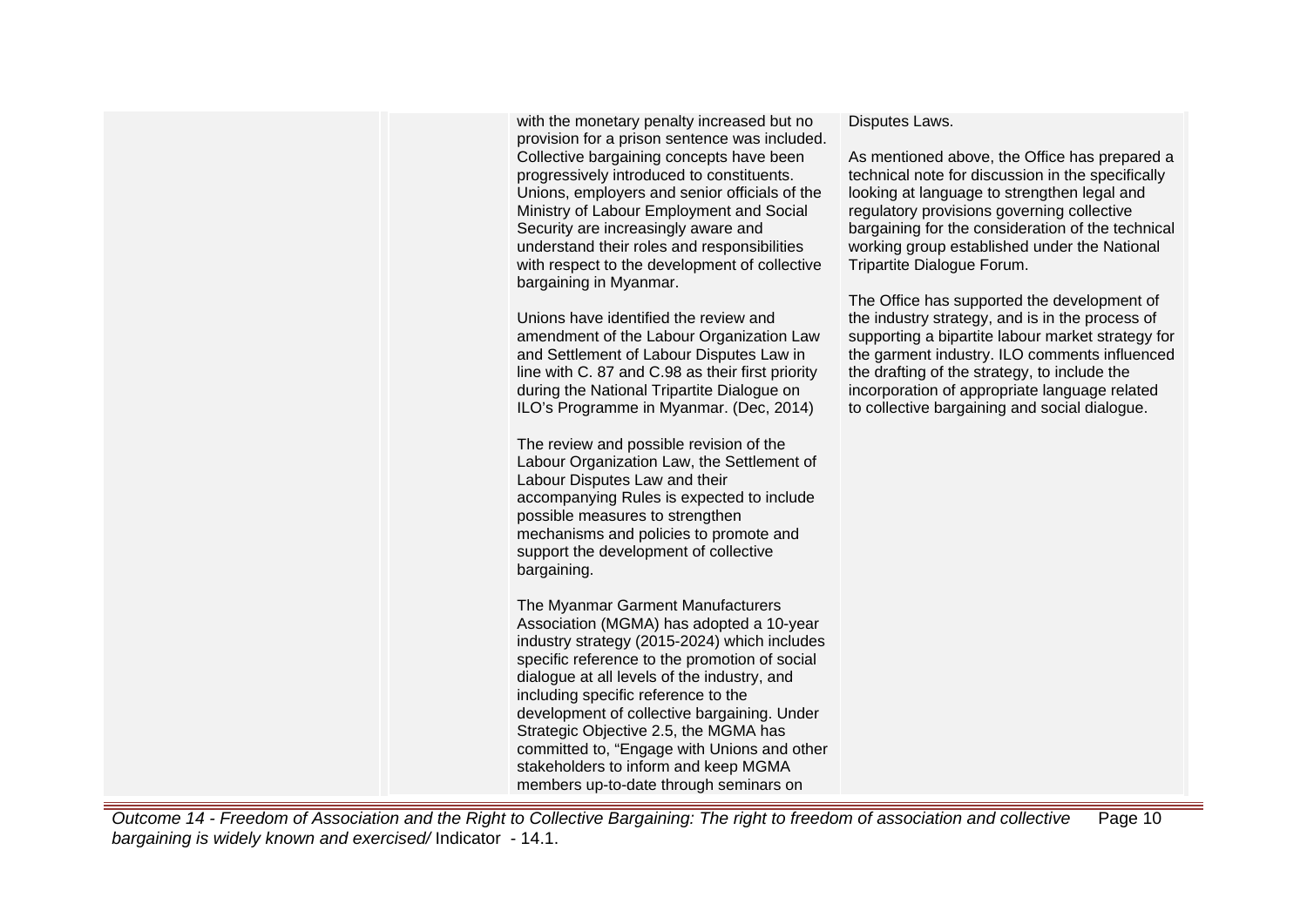| | | | |
|---|---|---|---|
| | | with the monetary penalty increased but no provision for a prison sentence was included. Collective bargaining concepts have been progressively introduced to constituents. Unions, employers and senior officials of the Ministry of Labour Employment and Social Security are increasingly aware and understand their roles and responsibilities with respect to the development of collective bargaining in Myanmar.<br><br>Unions have identified the review and amendment of the Labour Organization Law and Settlement of Labour Disputes Law in line with C. 87 and C.98 as their first priority during the National Tripartite Dialogue on ILO's Programme in Myanmar. (Dec, 2014)<br><br>The review and possible revision of the Labour Organization Law, the Settlement of Labour Disputes Law and their accompanying Rules is expected to include possible measures to strengthen mechanisms and policies to promote and support the development of collective bargaining.<br><br>The Myanmar Garment Manufacturers Association (MGMA) has adopted a 10-year industry strategy (2015-2024) which includes specific reference to the promotion of social dialogue at all levels of the industry, and including specific reference to the development of collective bargaining. Under Strategic Objective 2.5, the MGMA has committed to, "Engage with Unions and other stakeholders to inform and keep MGMA members up-to-date through seminars on | Disputes Laws.<br><br>As mentioned above, the Office has prepared a technical note for discussion in the specifically looking at language to strengthen legal and regulatory provisions governing collective bargaining for the consideration of the technical working group established under the National Tripartite Dialogue Forum.<br><br>The Office has supported the development of the industry strategy, and is in the process of supporting a bipartite labour market strategy for the garment industry. ILO comments influenced the drafting of the strategy, to include the incorporation of appropriate language related to collective bargaining and social dialogue. |

*Outcome 14 - Freedom of Association and the Right to Collective Bargaining: The right to freedom of association and collective bargaining is widely known and exercised/* Indicator - 14.1.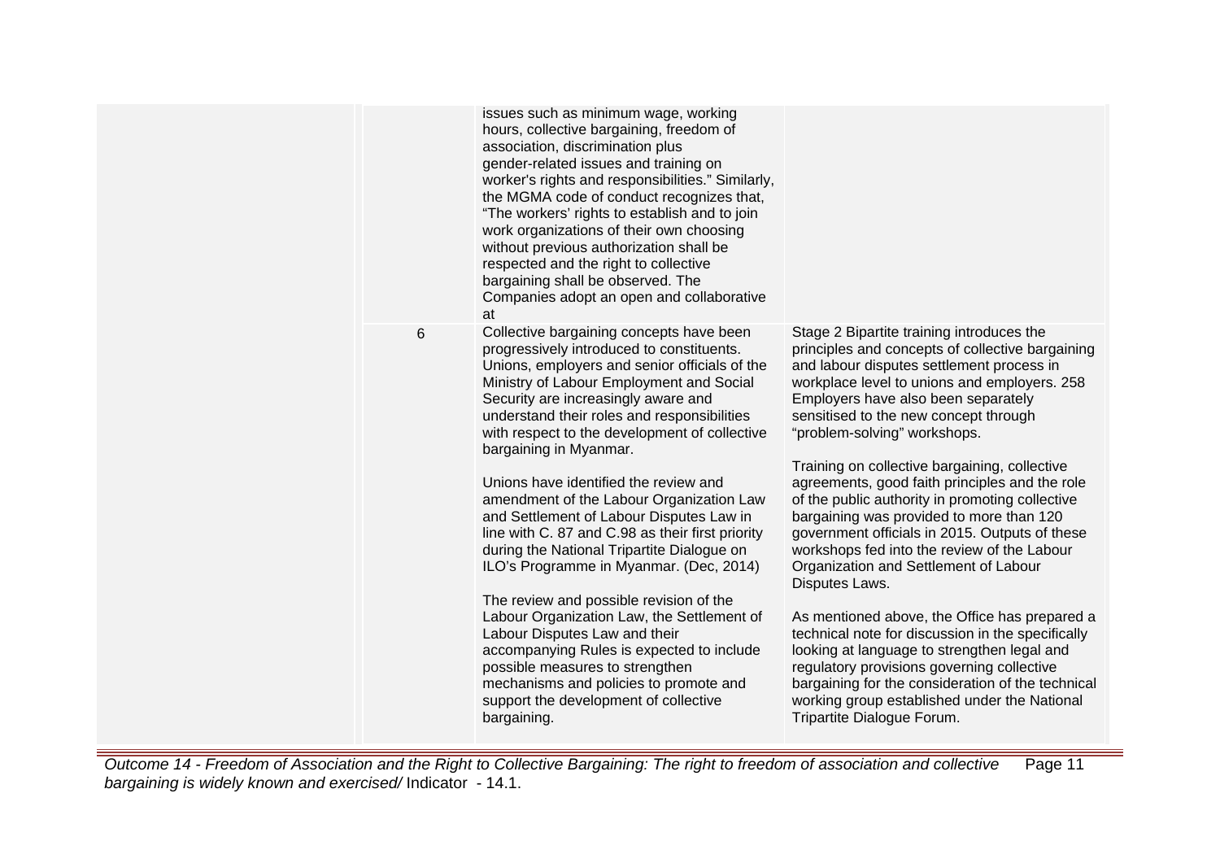| | | | |
|---|---|---|---|
| | | issues such as minimum wage, working hours, collective bargaining, freedom of association, discrimination plus gender-related issues and training on worker's rights and responsibilities." Similarly, the MGMA code of conduct recognizes that, "The workers' rights to establish and to join work organizations of their own choosing without previous authorization shall be respected and the right to collective bargaining shall be observed. The Companies adopt an open and collaborative at | |
| | 6 | Collective bargaining concepts have been progressively introduced to constituents. Unions, employers and senior officials of the Ministry of Labour Employment and Social Security are increasingly aware and understand their roles and responsibilities with respect to the development of collective bargaining in Myanmar.<br><br>Unions have identified the review and amendment of the Labour Organization Law and Settlement of Labour Disputes Law in line with C. 87 and C.98 as their first priority during the National Tripartite Dialogue on ILO's Programme in Myanmar. (Dec, 2014)<br><br>The review and possible revision of the Labour Organization Law, the Settlement of Labour Disputes Law and their accompanying Rules is expected to include possible measures to strengthen mechanisms and policies to promote and support the development of collective bargaining. | Stage 2 Bipartite training introduces the principles and concepts of collective bargaining and labour disputes settlement process in workplace level to unions and employers. 258 Employers have also been separately sensitised to the new concept through "problem-solving" workshops.<br><br>Training on collective bargaining, collective agreements, good faith principles and the role of the public authority in promoting collective bargaining was provided to more than 120 government officials in 2015. Outputs of these workshops fed into the review of the Labour Organization and Settlement of Labour Disputes Laws.<br><br>As mentioned above, the Office has prepared a technical note for discussion in the specifically looking at language to strengthen legal and regulatory provisions governing collective bargaining for the consideration of the technical working group established under the National Tripartite Dialogue Forum. |

*Outcome 14 - Freedom of Association and the Right to Collective Bargaining: The right to freedom of association and collective bargaining is widely known and exercised/* Indicator - 14.1.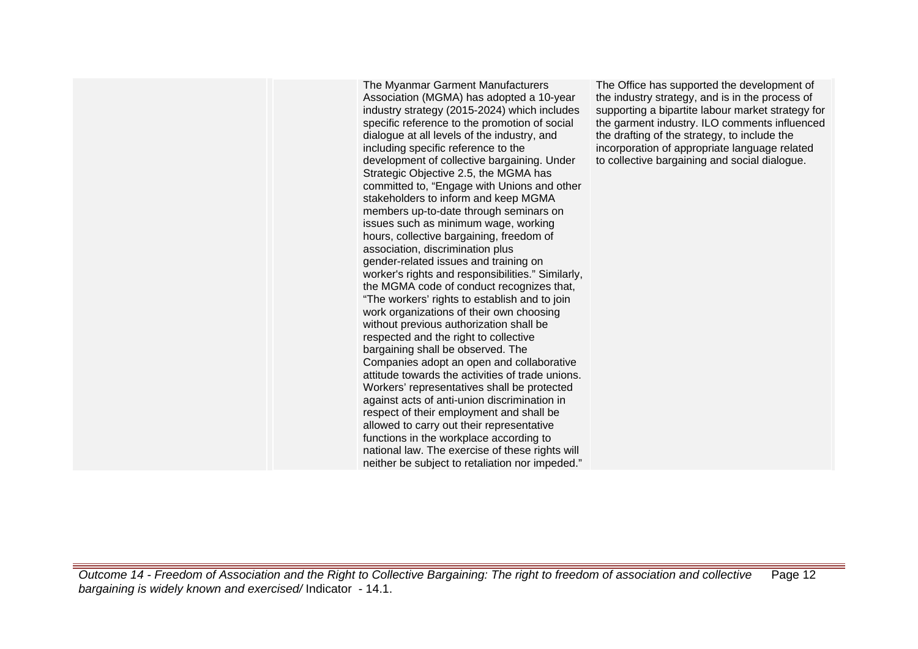| | | | |
|---|---|---|---|
| | | The Myanmar Garment Manufacturers Association (MGMA) has adopted a 10-year industry strategy (2015-2024) which includes specific reference to the promotion of social dialogue at all levels of the industry, and including specific reference to the development of collective bargaining. Under Strategic Objective 2.5, the MGMA has committed to, "Engage with Unions and other stakeholders to inform and keep MGMA members up-to-date through seminars on issues such as minimum wage, working hours, collective bargaining, freedom of association, discrimination plus gender-related issues and training on worker's rights and responsibilities." Similarly, the MGMA code of conduct recognizes that, "The workers' rights to establish and to join work organizations of their own choosing without previous authorization shall be respected and the right to collective bargaining shall be observed. The Companies adopt an open and collaborative attitude towards the activities of trade unions. Workers' representatives shall be protected against acts of anti-union discrimination in respect of their employment and shall be allowed to carry out their representative functions in the workplace according to national law. The exercise of these rights will neither be subject to retaliation nor impeded." | The Office has supported the development of the industry strategy, and is in the process of supporting a bipartite labour market strategy for the garment industry. ILO comments influenced the drafting of the strategy, to include the incorporation of appropriate language related to collective bargaining and social dialogue. |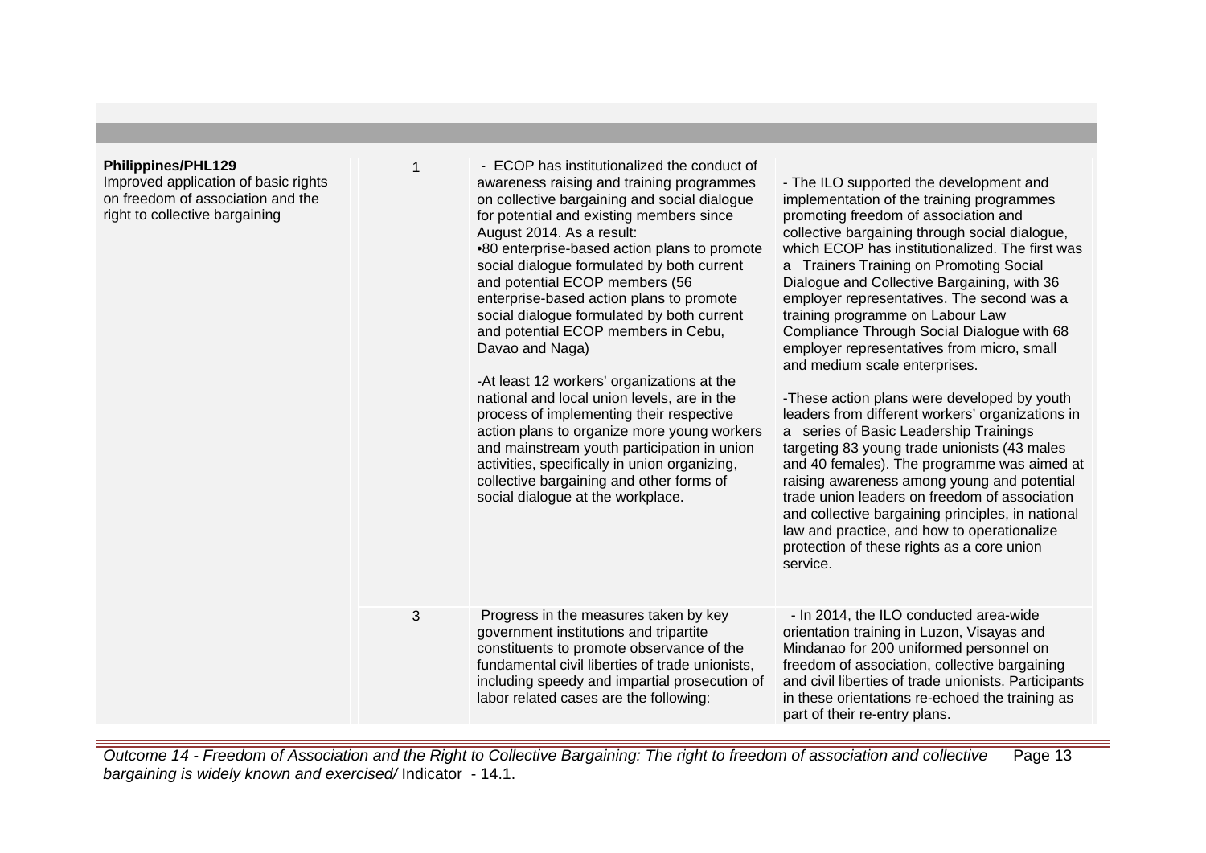| | | | |
|---|---|---|---|
| **Philippines/PHL129**<br>Improved application of basic rights on freedom of association and the right to collective bargaining | 1 | - ECOP has institutionalized the conduct of awareness raising and training programmes on collective bargaining and social dialogue for potential and existing members since August 2014. As a result:<br>•80 enterprise-based action plans to promote social dialogue formulated by both current and potential ECOP members (56 enterprise-based action plans to promote social dialogue formulated by both current and potential ECOP members in Cebu, Davao and Naga)<br><br>-At least 12 workers' organizations at the national and local union levels, are in the process of implementing their respective action plans to organize more young workers and mainstream youth participation in union activities, specifically in union organizing, collective bargaining and other forms of social dialogue at the workplace. | - The ILO supported the development and implementation of the training programmes promoting freedom of association and collective bargaining through social dialogue, which ECOP has institutionalized. The first was a Trainers Training on Promoting Social Dialogue and Collective Bargaining, with 36 employer representatives. The second was a training programme on Labour Law Compliance Through Social Dialogue with 68 employer representatives from micro, small and medium scale enterprises.<br><br>-These action plans were developed by youth leaders from different workers' organizations in a series of Basic Leadership Trainings targeting 83 young trade unionists (43 males and 40 females). The programme was aimed at raising awareness among young and potential trade union leaders on freedom of association and collective bargaining principles, in national law and practice, and how to operationalize protection of these rights as a core union service. |
| | 3 | Progress in the measures taken by key government institutions and tripartite constituents to promote observance of the fundamental civil liberties of trade unionists, including speedy and impartial prosecution of labor related cases are the following: | - In 2014, the ILO conducted area-wide orientation training in Luzon, Visayas and Mindanao for 200 uniformed personnel on freedom of association, collective bargaining and civil liberties of trade unionists. Participants in these orientations re-echoed the training as part of their re-entry plans. |

*Outcome 14 - Freedom of Association and the Right to Collective Bargaining: The right to freedom of association and collective bargaining is widely known and exercised/* Indicator - 14.1.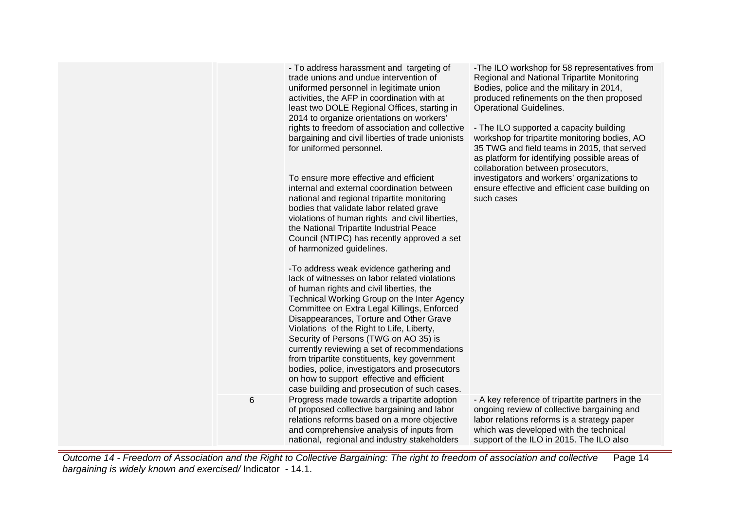| | | | |
|---|---|---|---|
| | | - To address harassment and targeting of trade unions and undue intervention of uniformed personnel in legitimate union activities, the AFP in coordination with at least two DOLE Regional Offices, starting in 2014 to organize orientations on workers' rights to freedom of association and collective bargaining and civil liberties of trade unionists for uniformed personnel.<br><br>To ensure more effective and efficient internal and external coordination between national and regional tripartite monitoring bodies that validate labor related grave violations of human rights and civil liberties, the National Tripartite Industrial Peace Council (NTIPC) has recently approved a set of harmonized guidelines.<br><br>-To address weak evidence gathering and lack of witnesses on labor related violations of human rights and civil liberties, the Technical Working Group on the Inter Agency Committee on Extra Legal Killings, Enforced Disappearances, Torture and Other Grave Violations of the Right to Life, Liberty, Security of Persons (TWG on AO 35) is currently reviewing a set of recommendations from tripartite constituents, key government bodies, police, investigators and prosecutors on how to support effective and efficient case building and prosecution of such cases. | -The ILO workshop for 58 representatives from Regional and National Tripartite Monitoring Bodies, police and the military in 2014, produced refinements on the then proposed Operational Guidelines.<br><br>- The ILO supported a capacity building workshop for tripartite monitoring bodies, AO 35 TWG and field teams in 2015, that served as platform for identifying possible areas of collaboration between prosecutors, investigators and workers' organizations to ensure effective and efficient case building on such cases |
| | 6 | Progress made towards a tripartite adoption of proposed collective bargaining and labor relations reforms based on a more objective and comprehensive analysis of inputs from national, regional and industry stakeholders | - A key reference of tripartite partners in the ongoing review of collective bargaining and labor relations reforms is a strategy paper which was developed with the technical support of the ILO in 2015. The ILO also |

*Outcome 14 - Freedom of Association and the Right to Collective Bargaining: The right to freedom of association and collective bargaining is widely known and exercised/* Indicator - 14.1.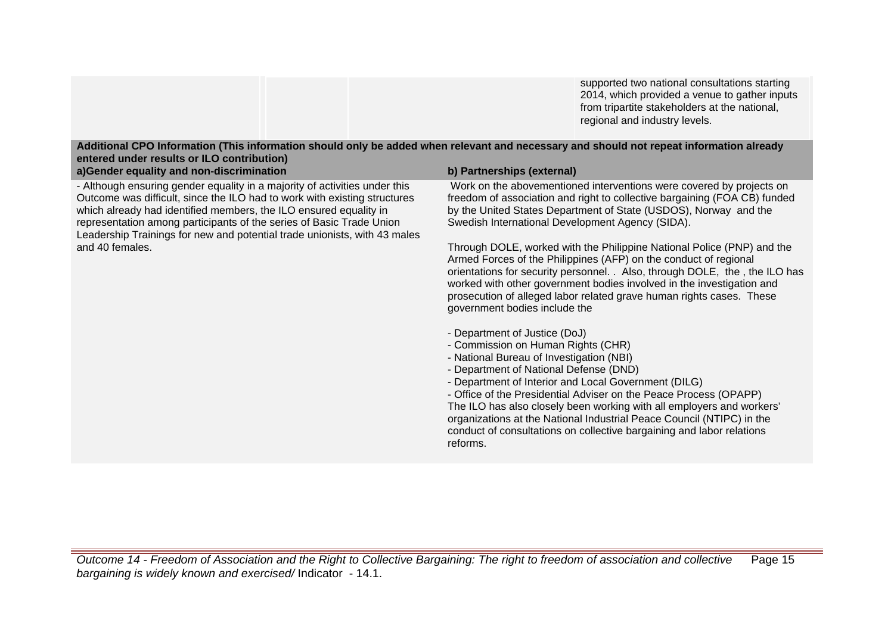| | | | supported two national consultations starting 2014, which provided a venue to gather inputs from tripartite stakeholders at the national, regional and industry levels. |
|---|---|---|---|

**Additional CPO Information (This information should only be added when relevant and necessary and should not repeat information already entered under results or ILO contribution)**

| a)Gender equality and non-discrimination | b) Partnerships (external) |
|---|---|
| - Although ensuring gender equality in a majority of activities under this Outcome was difficult, since the ILO had to work with existing structures which already had identified members, the ILO ensured equality in representation among participants of the series of Basic Trade Union Leadership Trainings for new and potential trade unionists, with 43 males and 40 females. | Work on the abovementioned interventions were covered by projects on freedom of association and right to collective bargaining (FOA CB) funded by the United States Department of State (USDOS), Norway and the Swedish International Development Agency (SIDA).<br><br>Through DOLE, worked with the Philippine National Police (PNP) and the Armed Forces of the Philippines (AFP) on the conduct of regional orientations for security personnel. . Also, through DOLE, the , the ILO has worked with other government bodies involved in the investigation and prosecution of alleged labor related grave human rights cases. These government bodies include the<br><br>- Department of Justice (DoJ)<br>- Commission on Human Rights (CHR)<br>- National Bureau of Investigation (NBI)<br>- Department of National Defense (DND)<br>- Department of Interior and Local Government (DILG)<br>- Office of the Presidential Adviser on the Peace Process (OPAPP)<br>The ILO has also closely been working with all employers and workers' organizations at the National Industrial Peace Council (NTIPC) in the conduct of consultations on collective bargaining and labor relations reforms. |

*Outcome 14 - Freedom of Association and the Right to Collective Bargaining: The right to freedom of association and collective bargaining is widely known and exercised/* Indicator - 14.1.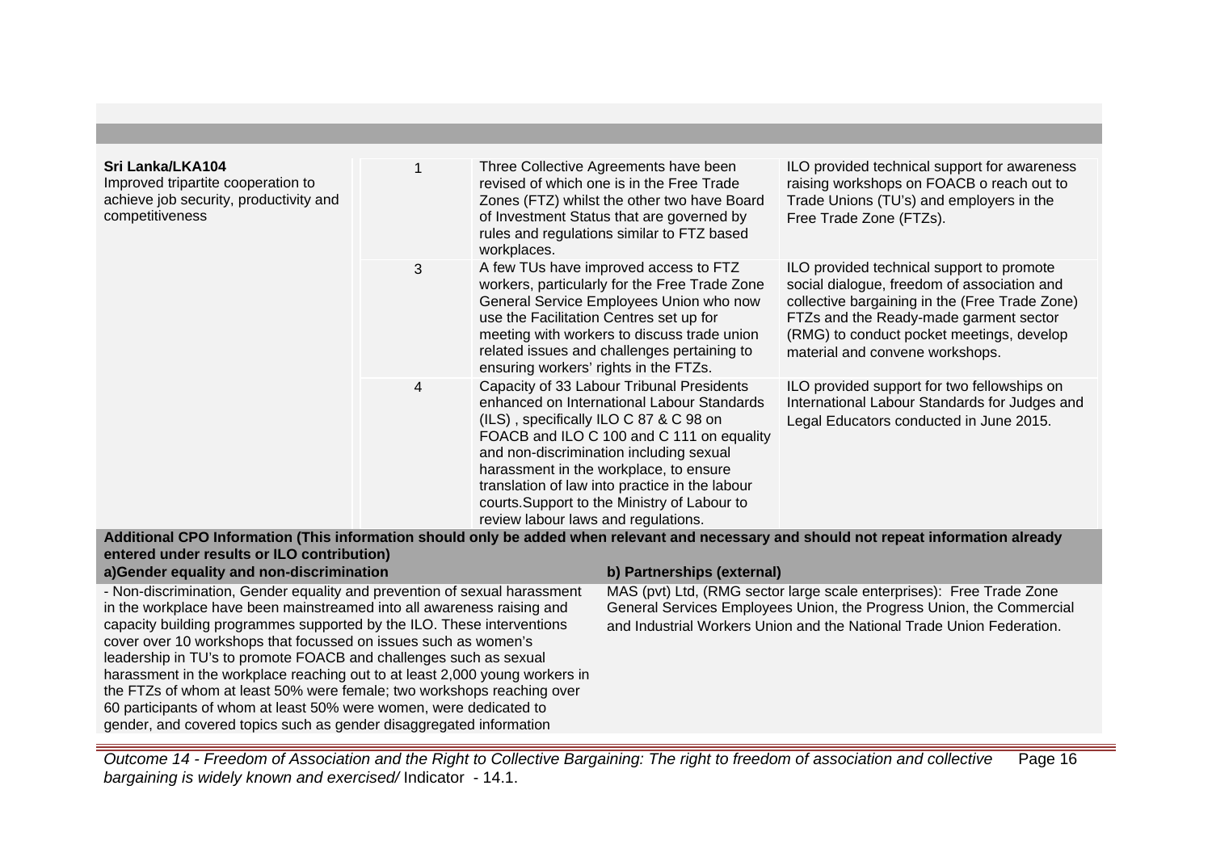| | | | |
|---|---|---|---|
| **Sri Lanka/LKA104**<br>Improved tripartite cooperation to achieve job security, productivity and competitiveness | 1 | Three Collective Agreements have been revised of which one is in the Free Trade Zones (FTZ) whilst the other two have Board of Investment Status that are governed by rules and regulations similar to FTZ based workplaces. | ILO provided technical support for awareness raising workshops on FOACB o reach out to Trade Unions (TU's) and employers in the Free Trade Zone (FTZs). |
| | 3 | A few TUs have improved access to FTZ workers, particularly for the Free Trade Zone General Service Employees Union who now use the Facilitation Centres set up for meeting with workers to discuss trade union related issues and challenges pertaining to ensuring workers' rights in the FTZs. | ILO provided technical support to promote social dialogue, freedom of association and collective bargaining in the (Free Trade Zone) FTZs and the Ready-made garment sector (RMG) to conduct pocket meetings, develop material and convene workshops. |
| | 4 | Capacity of 33 Labour Tribunal Presidents enhanced on International Labour Standards (ILS) , specifically ILO C 87 & C 98 on FOACB and ILO C 100 and C 111 on equality and non-discrimination including sexual harassment in the workplace, to ensure translation of law into practice in the labour courts.Support to the Ministry of Labour to review labour laws and regulations. | ILO provided support for two fellowships on International Labour Standards for Judges and Legal Educators conducted in June 2015. |

**Additional CPO Information (This information should only be added when relevant and necessary and should not repeat information already entered under results or ILO contribution)**

| a)Gender equality and non-discrimination | b) Partnerships (external) |
|---|---|
| - Non-discrimination, Gender equality and prevention of sexual harassment in the workplace have been mainstreamed into all awareness raising and capacity building programmes supported by the ILO. These interventions cover over 10 workshops that focussed on issues such as women's leadership in TU's to promote FOACB and challenges such as sexual harassment in the workplace reaching out to at least 2,000 young workers in the FTZs of whom at least 50% were female; two workshops reaching over 60 participants of whom at least 50% were women, were dedicated to gender, and covered topics such as gender disaggregated information | MAS (pvt) Ltd, (RMG sector large scale enterprises): Free Trade Zone General Services Employees Union, the Progress Union, the Commercial and Industrial Workers Union and the National Trade Union Federation. |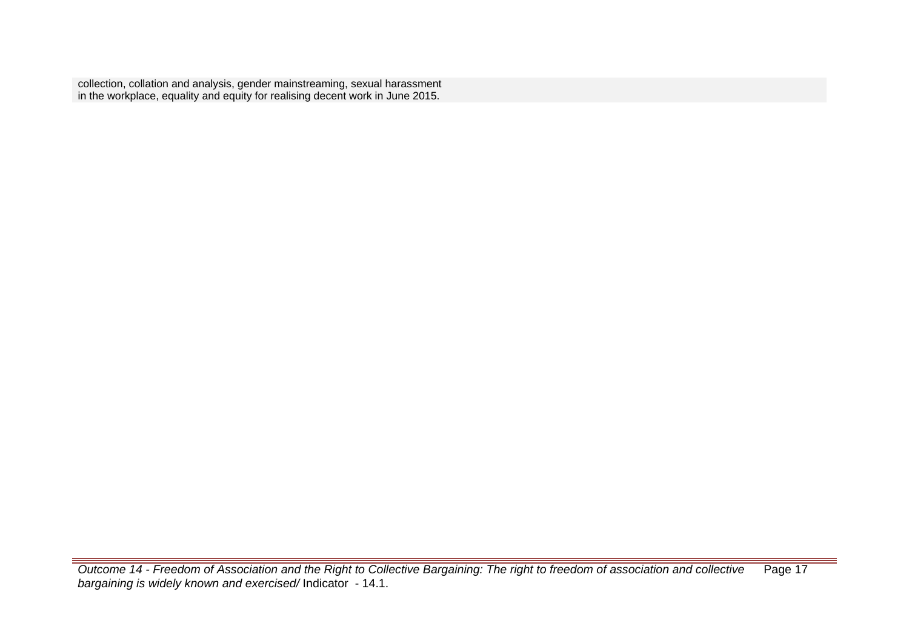collection, collation and analysis, gender mainstreaming, sexual harassment in the workplace, equality and equity for realising decent work in June 2015.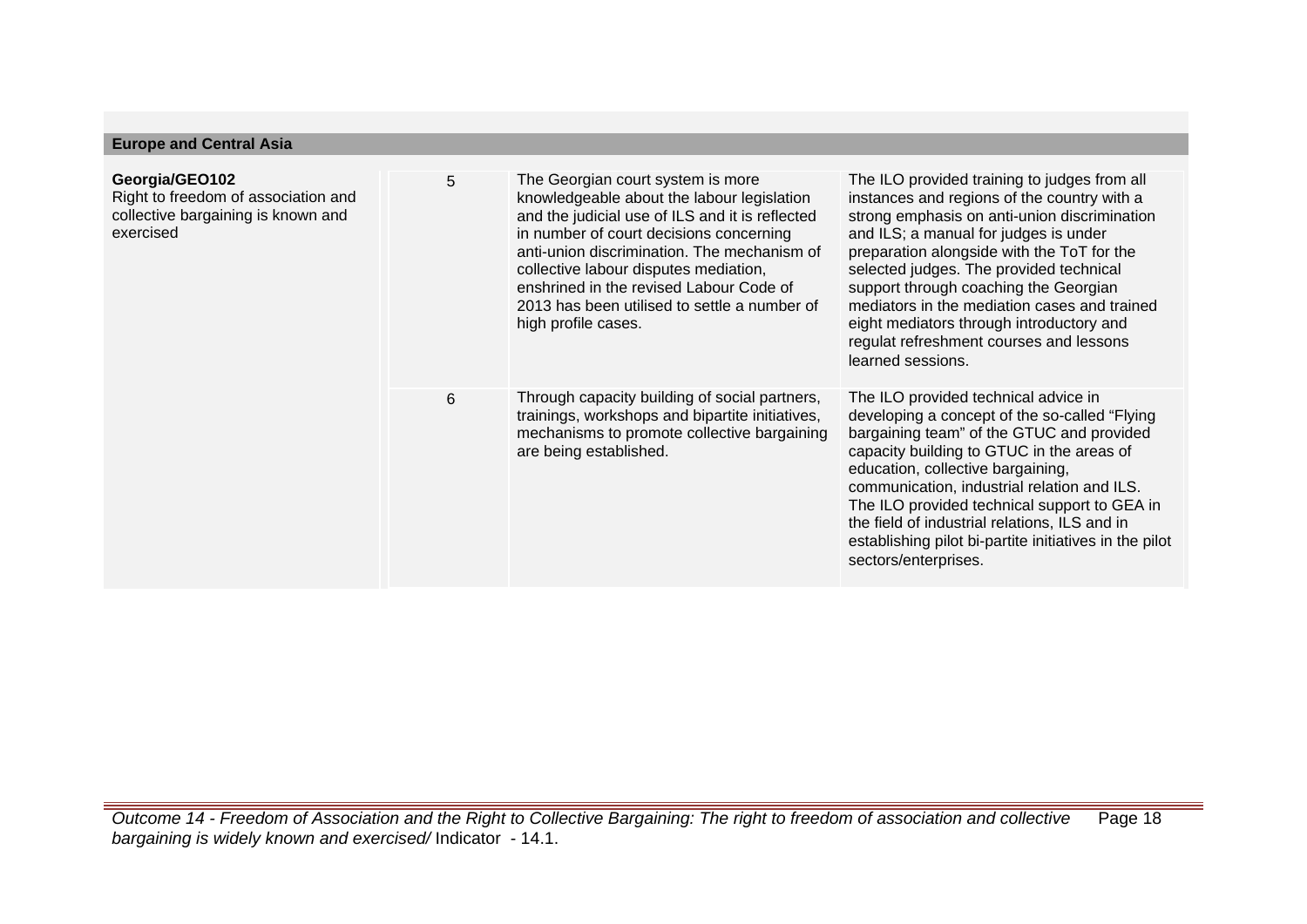**Europe and Central Asia**

| | | | |
|---|---|---|---|
| **Georgia/GEO102**<br>Right to freedom of association and collective bargaining is known and exercised | 5 | The Georgian court system is more knowledgeable about the labour legislation and the judicial use of ILS and it is reflected in number of court decisions concerning anti-union discrimination. The mechanism of collective labour disputes mediation, enshrined in the revised Labour Code of 2013 has been utilised to settle a number of high profile cases. | The ILO provided training to judges from all instances and regions of the country with a strong emphasis on anti-union discrimination and ILS; a manual for judges is under preparation alongside with the ToT for the selected judges. The provided technical support through coaching the Georgian mediators in the mediation cases and trained eight mediators through introductory and regulat refreshment courses and lessons learned sessions. |
| | 6 | Through capacity building of social partners, trainings, workshops and bipartite initiatives, mechanisms to promote collective bargaining are being established. | The ILO provided technical advice in developing a concept of the so-called "Flying bargaining team" of the GTUC and provided capacity building to GTUC in the areas of education, collective bargaining, communication, industrial relation and ILS. The ILO provided technical support to GEA in the field of industrial relations, ILS and in establishing pilot bi-partite initiatives in the pilot sectors/enterprises. |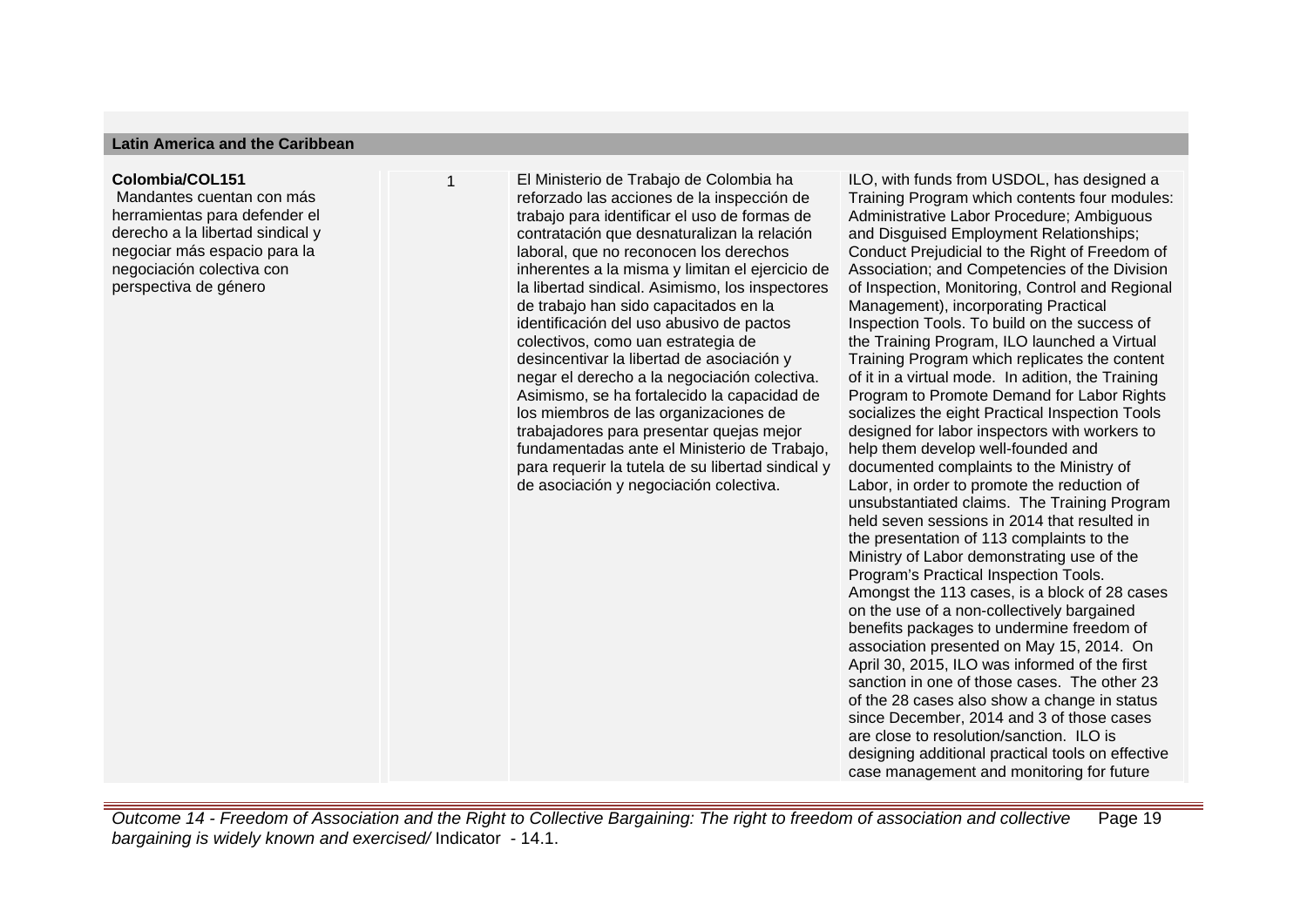| Latin America and the Caribbean | | | |
|---|---|---|---|
| **Colombia/COL151**<br>Mandantes cuentan con más herramientas para defender el derecho a la libertad sindical y negociar más espacio para la negociación colectiva con perspectiva de género | 1 | El Ministerio de Trabajo de Colombia ha reforzado las acciones de la inspección de trabajo para identificar el uso de formas de contratación que desnaturalizan la relación laboral, que no reconocen los derechos inherentes a la misma y limitan el ejercicio de la libertad sindical. Asimismo, los inspectores de trabajo han sido capacitados en la identificación del uso abusivo de pactos colectivos, como uan estrategia de desincentivar la libertad de asociación y negar el derecho a la negociación colectiva. Asimismo, se ha fortalecido la capacidad de los miembros de las organizaciones de trabajadores para presentar quejas mejor fundamentadas ante el Ministerio de Trabajo, para requerir la tutela de su libertad sindical y de asociación y negociación colectiva. | ILO, with funds from USDOL, has designed a Training Program which contents four modules: Administrative Labor Procedure; Ambiguous and Disguised Employment Relationships; Conduct Prejudicial to the Right of Freedom of Association; and Competencies of the Division of Inspection, Monitoring, Control and Regional Management), incorporating Practical Inspection Tools. To build on the success of the Training Program, ILO launched a Virtual Training Program which replicates the content of it in a virtual mode. In adition, the Training Program to Promote Demand for Labor Rights socializes the eight Practical Inspection Tools designed for labor inspectors with workers to help them develop well-founded and documented complaints to the Ministry of Labor, in order to promote the reduction of unsubstantiated claims. The Training Program held seven sessions in 2014 that resulted in the presentation of 113 complaints to the Ministry of Labor demonstrating use of the Program's Practical Inspection Tools. Amongst the 113 cases, is a block of 28 cases on the use of a non-collectively bargained benefits packages to undermine freedom of association presented on May 15, 2014. On April 30, 2015, ILO was informed of the first sanction in one of those cases. The other 23 of the 28 cases also show a change in status since December, 2014 and 3 of those cases are close to resolution/sanction. ILO is designing additional practical tools on effective case management and monitoring for future |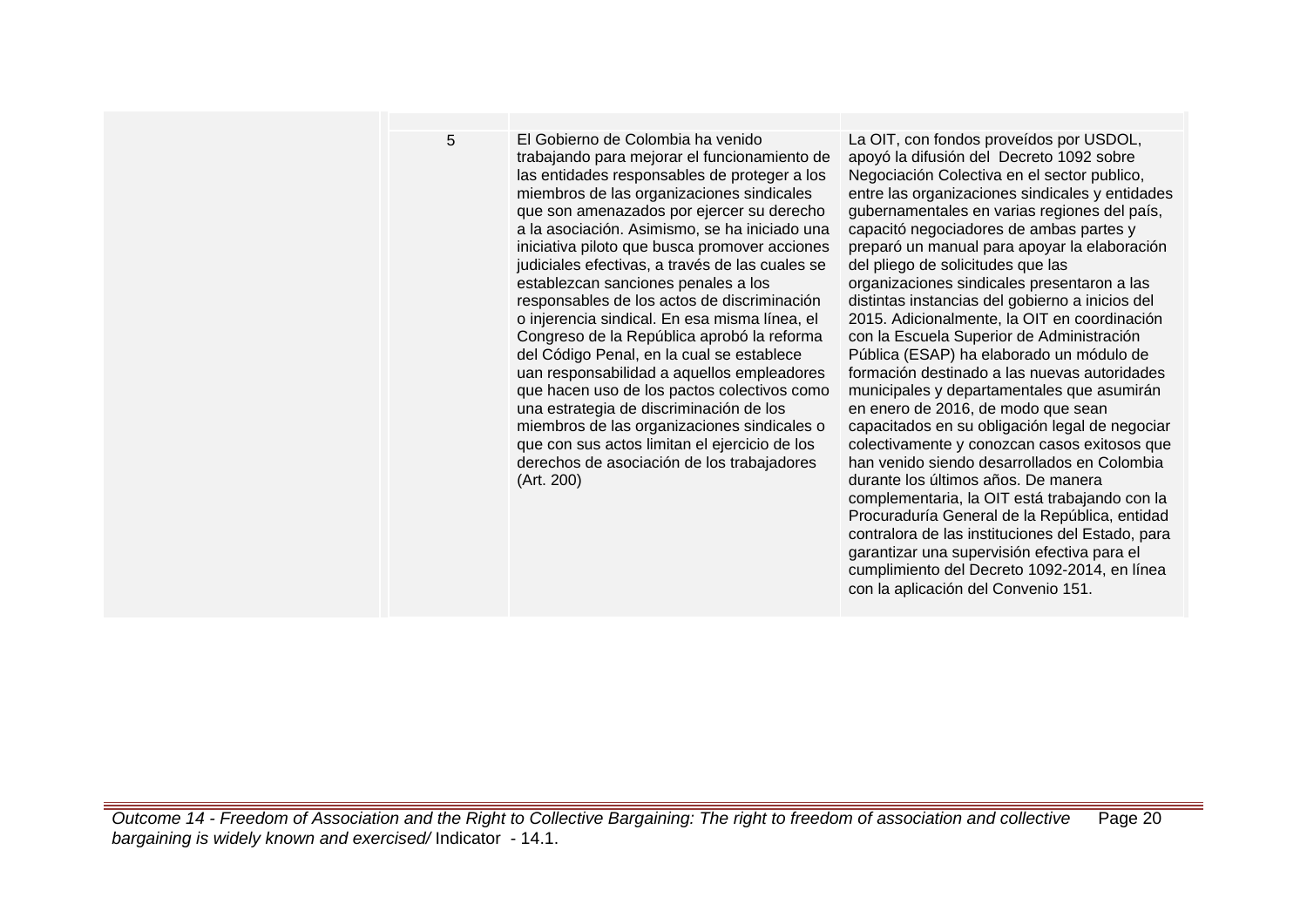| | | | |
|---|---|---|---|
| | 5 | El Gobierno de Colombia ha venido trabajando para mejorar el funcionamiento de las entidades responsables de proteger a los miembros de las organizaciones sindicales que son amenazados por ejercer su derecho a la asociación. Asimismo, se ha iniciado una iniciativa piloto que busca promover acciones judiciales efectivas, a través de las cuales se establezcan sanciones penales a los responsables de los actos de discriminación o injerencia sindical. En esa misma línea, el Congreso de la República aprobó la reforma del Código Penal, en la cual se establece uan responsabilidad a aquellos empleadores que hacen uso de los pactos colectivos como una estrategia de discriminación de los miembros de las organizaciones sindicales o que con sus actos limitan el ejercicio de los derechos de asociación de los trabajadores (Art. 200) | La OIT, con fondos proveídos por USDOL, apoyó la difusión del Decreto 1092 sobre Negociación Colectiva en el sector publico, entre las organizaciones sindicales y entidades gubernamentales en varias regiones del país, capacitó negociadores de ambas partes y preparó un manual para apoyar la elaboración del pliego de solicitudes que las organizaciones sindicales presentaron a las distintas instancias del gobierno a inicios del 2015. Adicionalmente, la OIT en coordinación con la Escuela Superior de Administración Pública (ESAP) ha elaborado un módulo de formación destinado a las nuevas autoridades municipales y departamentales que asumirán en enero de 2016, de modo que sean capacitados en su obligación legal de negociar colectivamente y conozcan casos exitosos que han venido siendo desarrollados en Colombia durante los últimos años. De manera complementaria, la OIT está trabajando con la Procuraduría General de la República, entidad contralora de las instituciones del Estado, para garantizar una supervisión efectiva para el cumplimiento del Decreto 1092-2014, en línea con la aplicación del Convenio 151. |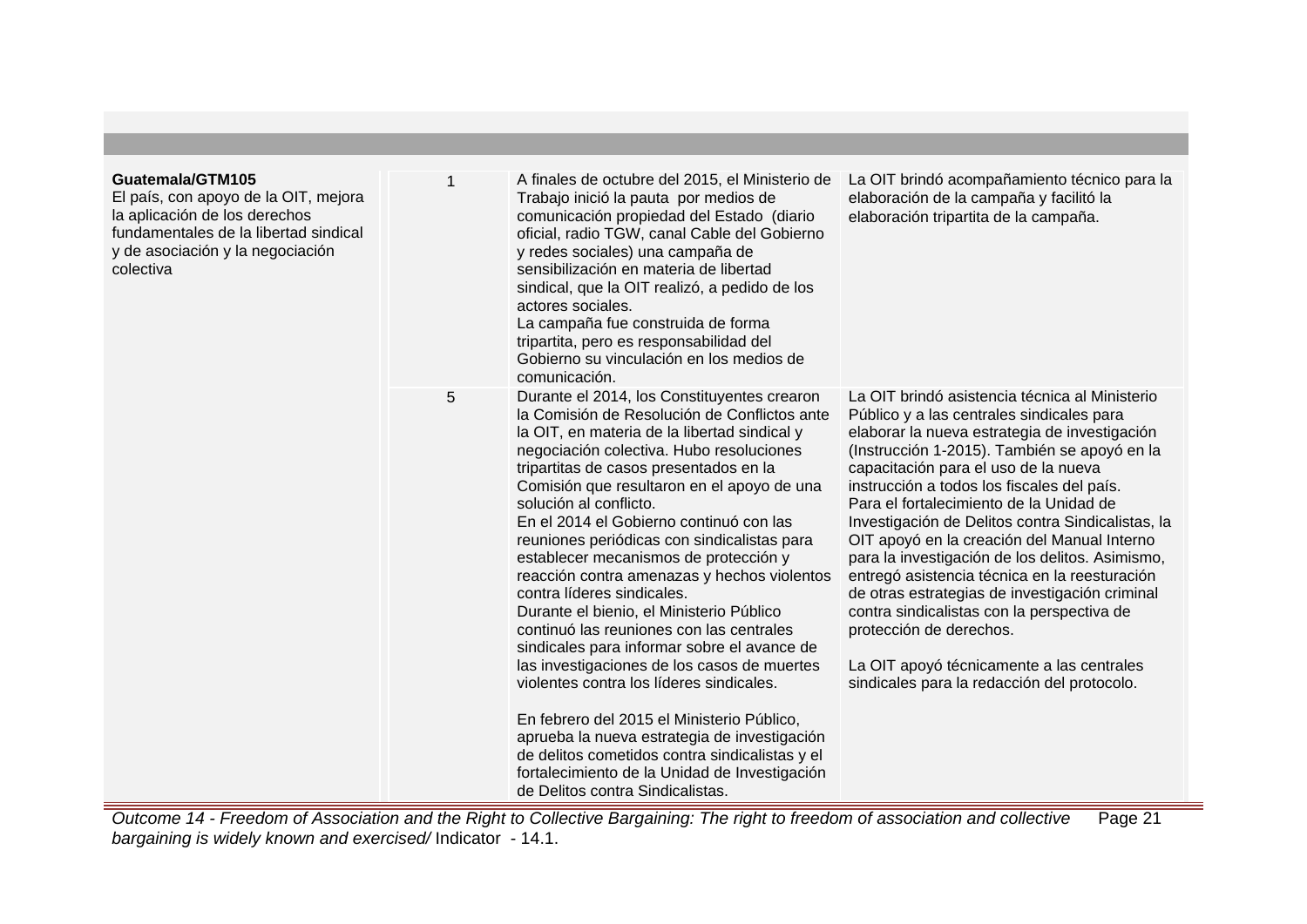| | | | |
|---|---|---|---|
| **Guatemala/GTM105**<br>El país, con apoyo de la OIT, mejora la aplicación de los derechos fundamentales de la libertad sindical y de asociación y la negociación colectiva | 1 | A finales de octubre del 2015, el Ministerio de Trabajo inició la pauta por medios de comunicación propiedad del Estado (diario oficial, radio TGW, canal Cable del Gobierno y redes sociales) una campaña de sensibilización en materia de libertad sindical, que la OIT realizó, a pedido de los actores sociales.<br>La campaña fue construida de forma tripartita, pero es responsabilidad del Gobierno su vinculación en los medios de comunicación. | La OIT brindó acompañamiento técnico para la elaboración de la campaña y facilitó la elaboración tripartita de la campaña. |
| | 5 | Durante el 2014, los Constituyentes crearon la Comisión de Resolución de Conflictos ante la OIT, en materia de la libertad sindical y negociación colectiva. Hubo resoluciones tripartitas de casos presentados en la Comisión que resultaron en el apoyo de una solución al conflicto.<br>En el 2014 el Gobierno continuó con las reuniones periódicas con sindicalistas para establecer mecanismos de protección y reacción contra amenazas y hechos violentos contra líderes sindicales.<br>Durante el bienio, el Ministerio Público continuó las reuniones con las centrales sindicales para informar sobre el avance de las investigaciones de los casos de muertes violentes contra los líderes sindicales.<br><br>En febrero del 2015 el Ministerio Público, aprueba la nueva estrategia de investigación de delitos cometidos contra sindicalistas y el fortalecimiento de la Unidad de Investigación de Delitos contra Sindicalistas. | La OIT brindó asistencia técnica al Ministerio Público y a las centrales sindicales para elaborar la nueva estrategia de investigación (Instrucción 1-2015). También se apoyó en la capacitación para el uso de la nueva instrucción a todos los fiscales del país.<br>Para el fortalecimiento de la Unidad de Investigación de Delitos contra Sindicalistas, la OIT apoyó en la creación del Manual Interno para la investigación de los delitos. Asimismo, entregó asistencia técnica en la reesturación de otras estrategias de investigación criminal contra sindicalistas con la perspectiva de protección de derechos.<br><br>La OIT apoyó técnicamente a las centrales sindicales para la redacción del protocolo. |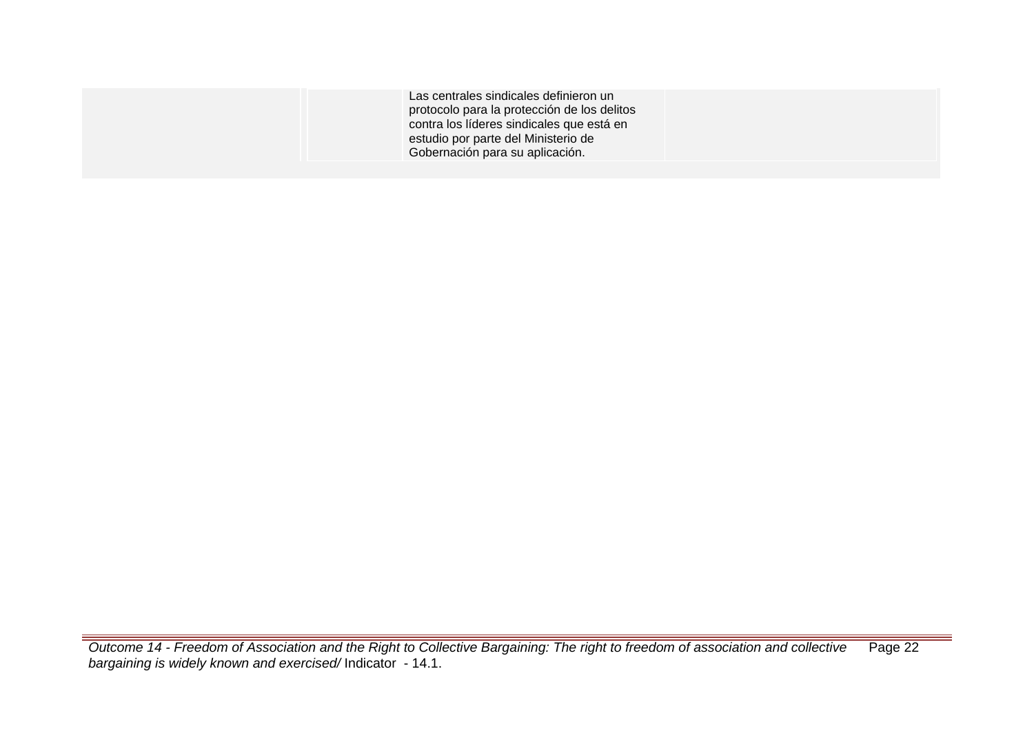| | | | |
|---|---|---|---|
| | | Las centrales sindicales definieron un protocolo para la protección de los delitos contra los líderes sindicales que está en estudio por parte del Ministerio de Gobernación para su aplicación. | |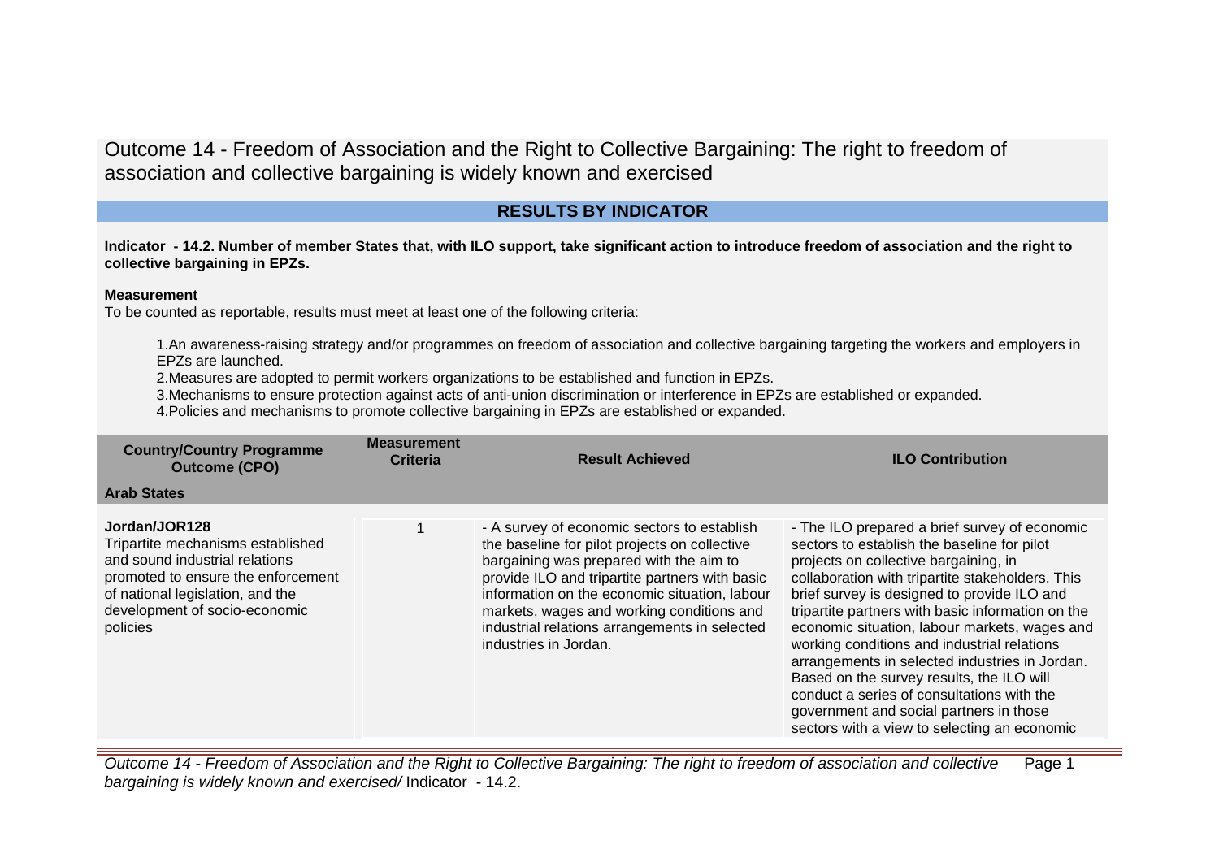# Outcome 14 - Freedom of Association and the Right to Collective Bargaining: The right to freedom of association and collective bargaining is widely known and exercised

## RESULTS BY INDICATOR

**Indicator - 14.2. Number of member States that, with ILO support, take significant action to introduce freedom of association and the right to collective bargaining in EPZs.**

**Measurement**

To be counted as reportable, results must meet at least one of the following criteria:

1. An awareness-raising strategy and/or programmes on freedom of association and collective bargaining targeting the workers and employers in EPZs are launched.
2. Measures are adopted to permit workers organizations to be established and function in EPZs.
3. Mechanisms to ensure protection against acts of anti-union discrimination or interference in EPZs are established or expanded.
4. Policies and mechanisms to promote collective bargaining in EPZs are established or expanded.

| Country/Country Programme Outcome (CPO) | Measurement Criteria | Result Achieved | ILO Contribution |
|---|---|---|---|
| **Arab States** | | | |
| **Jordan/JOR128**<br>Tripartite mechanisms established and sound industrial relations promoted to ensure the enforcement of national legislation, and the development of socio-economic policies | 1 | - A survey of economic sectors to establish the baseline for pilot projects on collective bargaining was prepared with the aim to provide ILO and tripartite partners with basic information on the economic situation, labour markets, wages and working conditions and industrial relations arrangements in selected industries in Jordan. | - The ILO prepared a brief survey of economic sectors to establish the baseline for pilot projects on collective bargaining, in collaboration with tripartite stakeholders. This brief survey is designed to provide ILO and tripartite partners with basic information on the economic situation, labour markets, wages and working conditions and industrial relations arrangements in selected industries in Jordan. Based on the survey results, the ILO will conduct a series of consultations with the government and social partners in those sectors with a view to selecting an economic |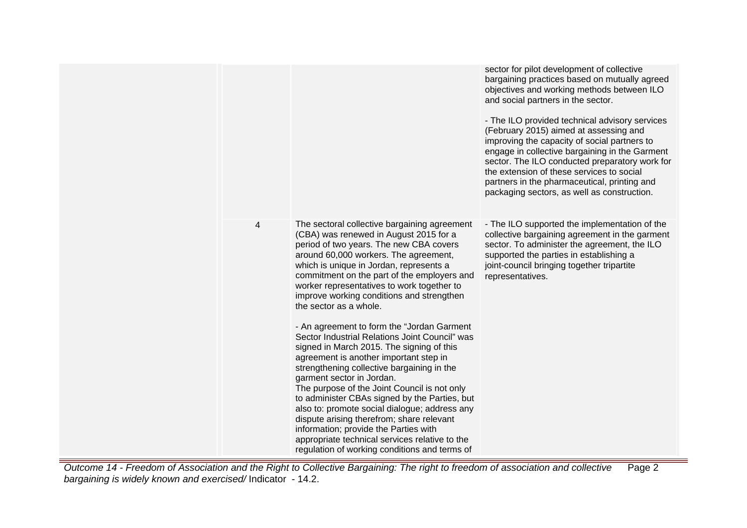| | | | |
|---|---|---|---|
| | | | sector for pilot development of collective bargaining practices based on mutually agreed objectives and working methods between ILO and social partners in the sector.<br><br>- The ILO provided technical advisory services (February 2015) aimed at assessing and improving the capacity of social partners to engage in collective bargaining in the Garment sector. The ILO conducted preparatory work for the extension of these services to social partners in the pharmaceutical, printing and packaging sectors, as well as construction. |
| | 4 | The sectoral collective bargaining agreement (CBA) was renewed in August 2015 for a period of two years. The new CBA covers around 60,000 workers. The agreement, which is unique in Jordan, represents a commitment on the part of the employers and worker representatives to work together to improve working conditions and strengthen the sector as a whole.<br><br>- An agreement to form the "Jordan Garment Sector Industrial Relations Joint Council" was signed in March 2015. The signing of this agreement is another important step in strengthening collective bargaining in the garment sector in Jordan.<br>The purpose of the Joint Council is not only to administer CBAs signed by the Parties, but also to: promote social dialogue; address any dispute arising therefrom; share relevant information; provide the Parties with appropriate technical services relative to the regulation of working conditions and terms of | - The ILO supported the implementation of the collective bargaining agreement in the garment sector. To administer the agreement, the ILO supported the parties in establishing a joint-council bringing together tripartite representatives. |

*Outcome 14 - Freedom of Association and the Right to Collective Bargaining: The right to freedom of association and collective bargaining is widely known and exercised/* Indicator - 14.2.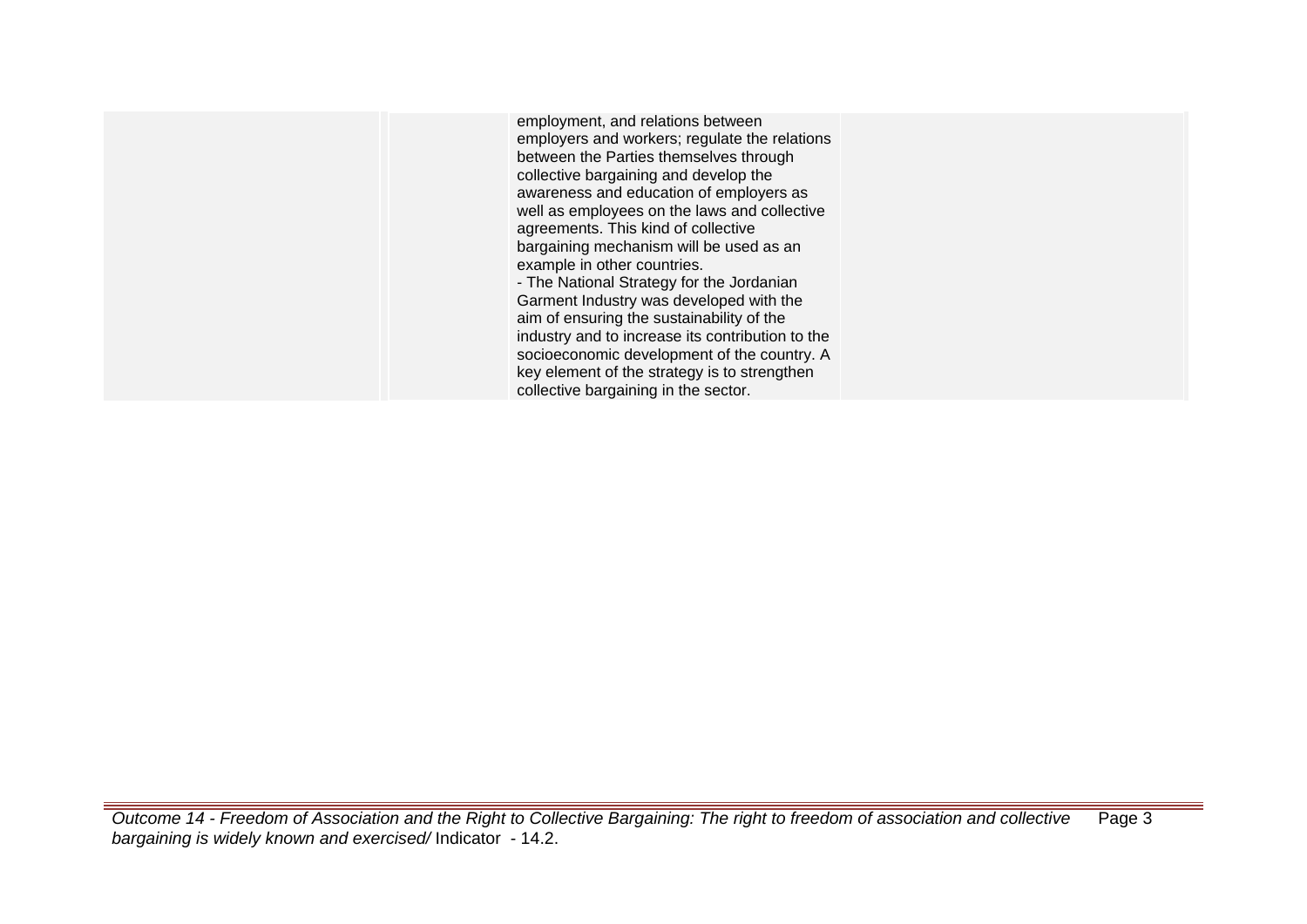|  |  |  |  |
|---|---|---|---|
|  |  | employment, and relations between employers and workers; regulate the relations between the Parties themselves through collective bargaining and develop the awareness and education of employers as well as employees on the laws and collective agreements. This kind of collective bargaining mechanism will be used as an example in other countries.<br>- The National Strategy for the Jordanian Garment Industry was developed with the aim of ensuring the sustainability of the industry and to increase its contribution to the socioeconomic development of the country. A key element of the strategy is to strengthen collective bargaining in the sector. |  |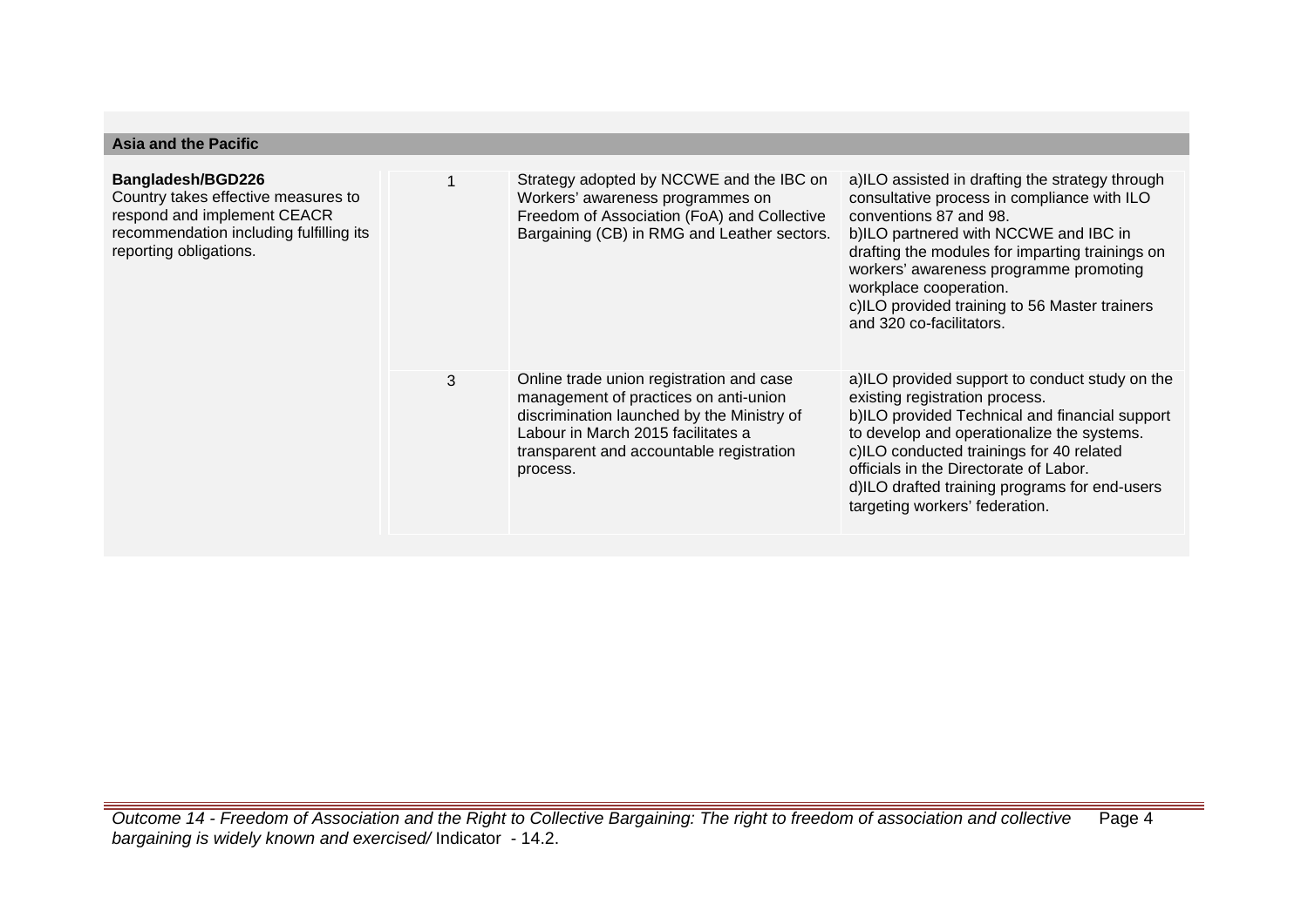| | | | |
|---|---|---|---|
| **Asia and the Pacific** | | | |
| **Bangladesh/BGD226**<br>Country takes effective measures to respond and implement CEACR recommendation including fulfilling its reporting obligations. | 1 | Strategy adopted by NCCWE and the IBC on Workers' awareness programmes on Freedom of Association (FoA) and Collective Bargaining (CB) in RMG and Leather sectors. | a)ILO assisted in drafting the strategy through consultative process in compliance with ILO conventions 87 and 98.<br>b)ILO partnered with NCCWE and IBC in drafting the modules for imparting trainings on workers' awareness programme promoting workplace cooperation.<br>c)ILO provided training to 56 Master trainers and 320 co-facilitators. |
| | 3 | Online trade union registration and case management of practices on anti-union discrimination launched by the Ministry of Labour in March 2015 facilitates a transparent and accountable registration process. | a)ILO provided support to conduct study on the existing registration process.<br>b)ILO provided Technical and financial support to develop and operationalize the systems.<br>c)ILO conducted trainings for 40 related officials in the Directorate of Labor.<br>d)ILO drafted training programs for end-users targeting workers' federation. |